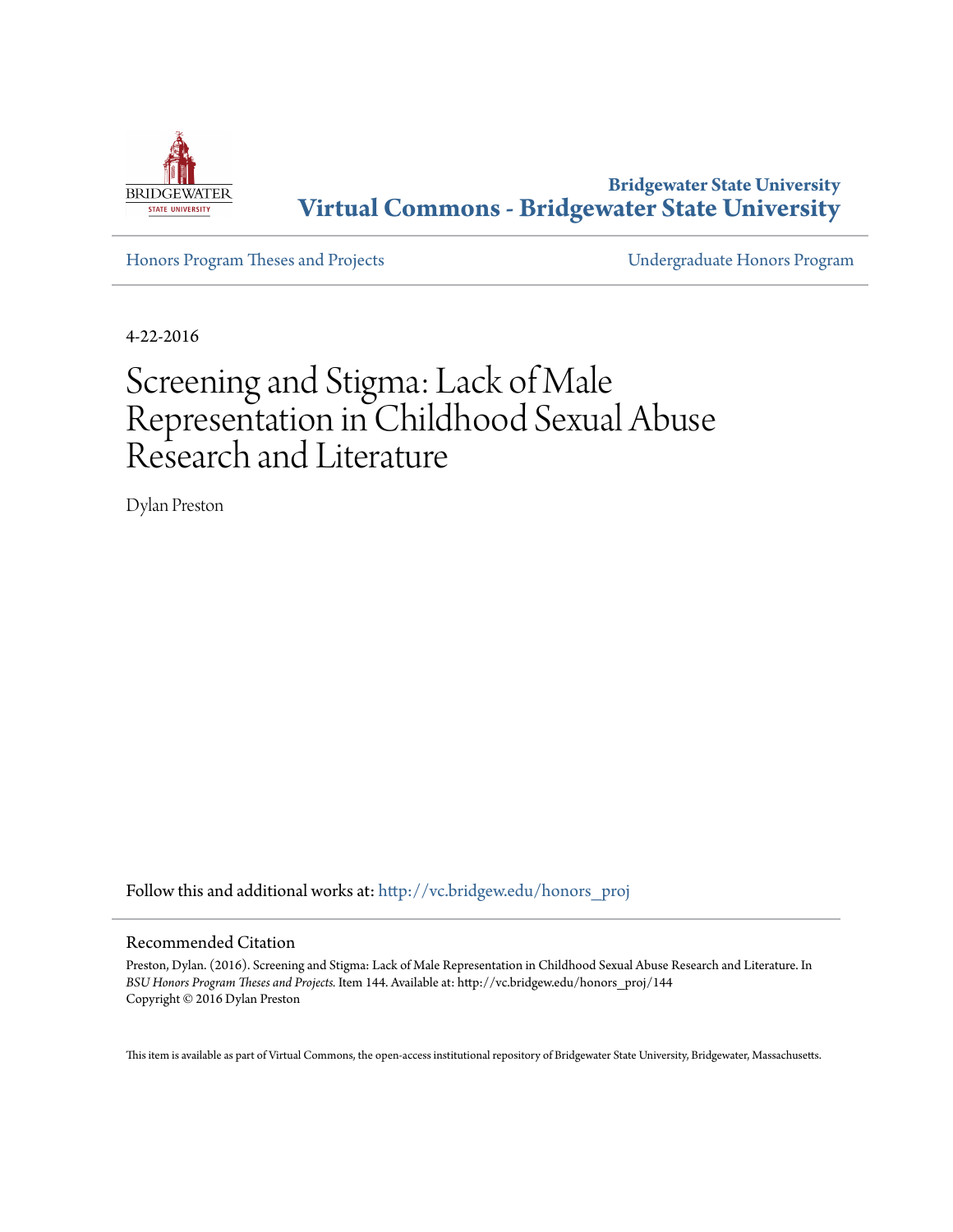Bridgewater State University
**Virtual Commons - Bridgewater State University**

Honors Program Theses and Projects | Undergraduate Honors Program

4-22-2016

# Screening and Stigma: Lack of Male Representation in Childhood Sexual Abuse Research and Literature

Dylan Preston

Follow this and additional works at: http://vc.bridgew.edu/honors_proj

## Recommended Citation

Preston, Dylan. (2016). Screening and Stigma: Lack of Male Representation in Childhood Sexual Abuse Research and Literature. In *BSU Honors Program Theses and Projects.* Item 144. Available at: http://vc.bridgew.edu/honors_proj/144
Copyright © 2016 Dylan Preston

This item is available as part of Virtual Commons, the open-access institutional repository of Bridgewater State University, Bridgewater, Massachusetts.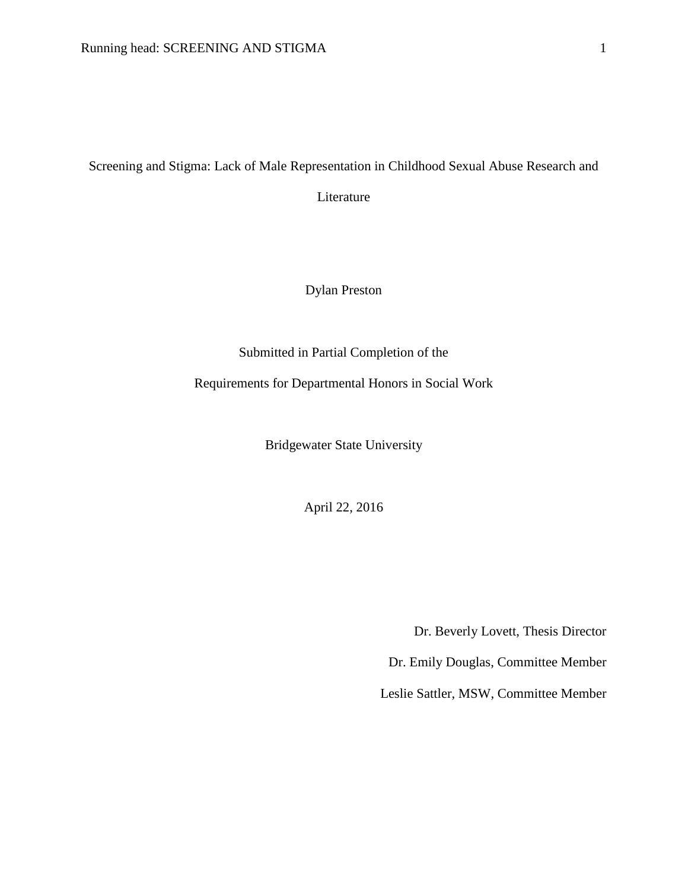# Screening and Stigma: Lack of Male Representation in Childhood Sexual Abuse Research and Literature

Dylan Preston

Submitted in Partial Completion of the

Requirements for Departmental Honors in Social Work

Bridgewater State University

April 22, 2016

Dr. Beverly Lovett, Thesis Director

Dr. Emily Douglas, Committee Member

Leslie Sattler, MSW, Committee Member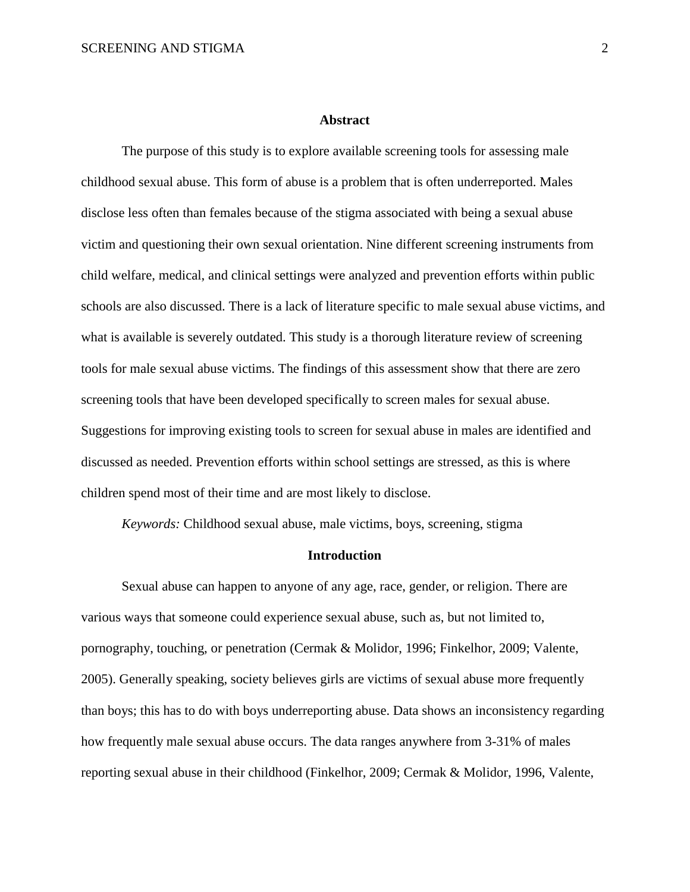## Abstract

The purpose of this study is to explore available screening tools for assessing male childhood sexual abuse. This form of abuse is a problem that is often underreported. Males disclose less often than females because of the stigma associated with being a sexual abuse victim and questioning their own sexual orientation. Nine different screening instruments from child welfare, medical, and clinical settings were analyzed and prevention efforts within public schools are also discussed. There is a lack of literature specific to male sexual abuse victims, and what is available is severely outdated. This study is a thorough literature review of screening tools for male sexual abuse victims. The findings of this assessment show that there are zero screening tools that have been developed specifically to screen males for sexual abuse. Suggestions for improving existing tools to screen for sexual abuse in males are identified and discussed as needed. Prevention efforts within school settings are stressed, as this is where children spend most of their time and are most likely to disclose.

*Keywords:* Childhood sexual abuse, male victims, boys, screening, stigma

## Introduction

Sexual abuse can happen to anyone of any age, race, gender, or religion. There are various ways that someone could experience sexual abuse, such as, but not limited to, pornography, touching, or penetration (Cermak & Molidor, 1996; Finkelhor, 2009; Valente, 2005). Generally speaking, society believes girls are victims of sexual abuse more frequently than boys; this has to do with boys underreporting abuse. Data shows an inconsistency regarding how frequently male sexual abuse occurs. The data ranges anywhere from 3-31% of males reporting sexual abuse in their childhood (Finkelhor, 2009; Cermak & Molidor, 1996, Valente,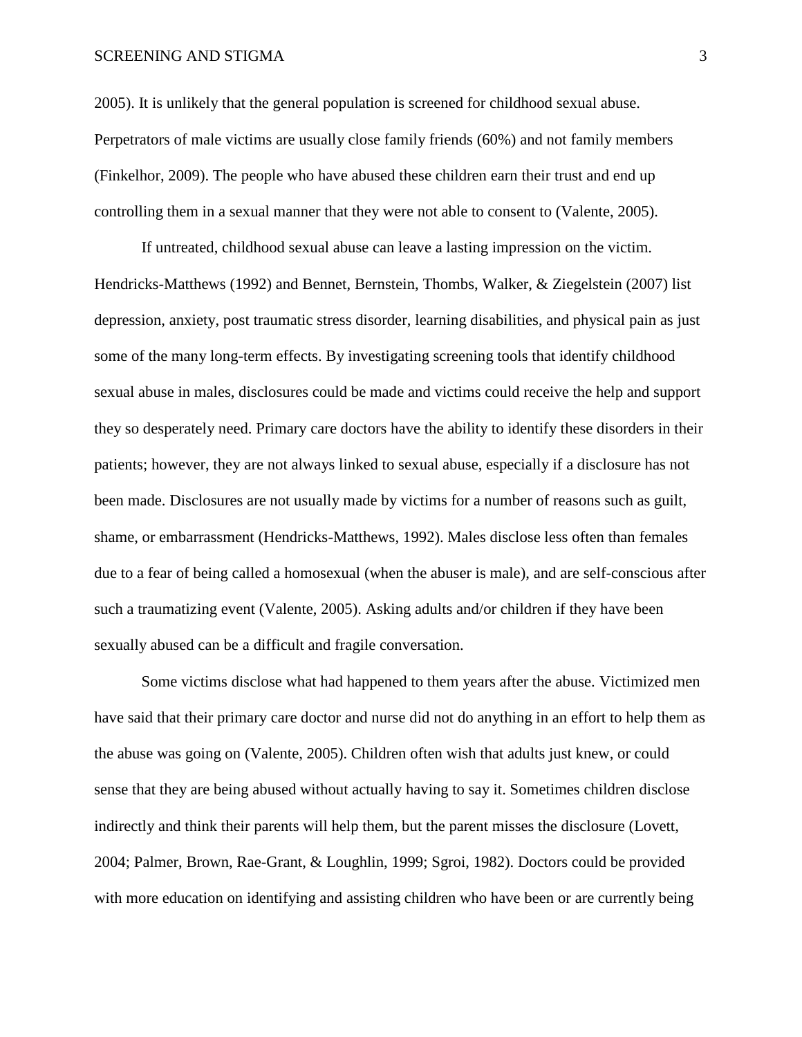2005). It is unlikely that the general population is screened for childhood sexual abuse. Perpetrators of male victims are usually close family friends (60%) and not family members (Finkelhor, 2009). The people who have abused these children earn their trust and end up controlling them in a sexual manner that they were not able to consent to (Valente, 2005).

If untreated, childhood sexual abuse can leave a lasting impression on the victim. Hendricks-Matthews (1992) and Bennet, Bernstein, Thombs, Walker, & Ziegelstein (2007) list depression, anxiety, post traumatic stress disorder, learning disabilities, and physical pain as just some of the many long-term effects. By investigating screening tools that identify childhood sexual abuse in males, disclosures could be made and victims could receive the help and support they so desperately need. Primary care doctors have the ability to identify these disorders in their patients; however, they are not always linked to sexual abuse, especially if a disclosure has not been made. Disclosures are not usually made by victims for a number of reasons such as guilt, shame, or embarrassment (Hendricks-Matthews, 1992). Males disclose less often than females due to a fear of being called a homosexual (when the abuser is male), and are self-conscious after such a traumatizing event (Valente, 2005). Asking adults and/or children if they have been sexually abused can be a difficult and fragile conversation.

Some victims disclose what had happened to them years after the abuse. Victimized men have said that their primary care doctor and nurse did not do anything in an effort to help them as the abuse was going on (Valente, 2005). Children often wish that adults just knew, or could sense that they are being abused without actually having to say it. Sometimes children disclose indirectly and think their parents will help them, but the parent misses the disclosure (Lovett, 2004; Palmer, Brown, Rae-Grant, & Loughlin, 1999; Sgroi, 1982). Doctors could be provided with more education on identifying and assisting children who have been or are currently being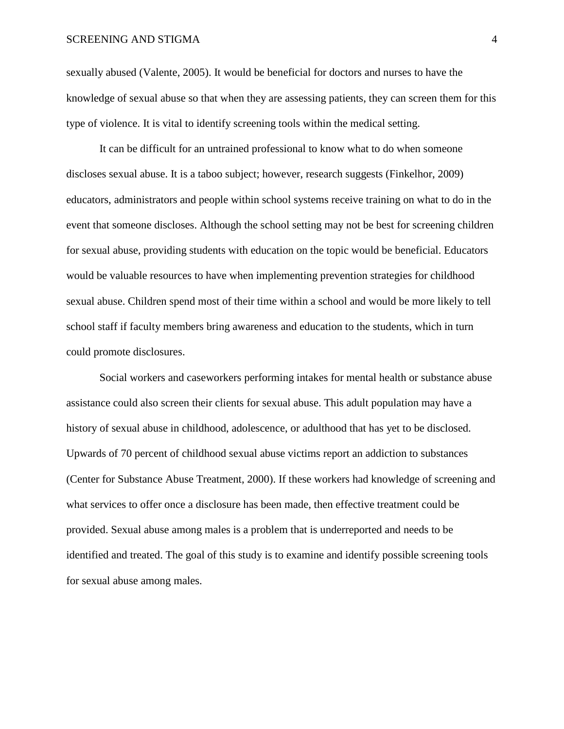sexually abused (Valente, 2005). It would be beneficial for doctors and nurses to have the knowledge of sexual abuse so that when they are assessing patients, they can screen them for this type of violence. It is vital to identify screening tools within the medical setting.

It can be difficult for an untrained professional to know what to do when someone discloses sexual abuse. It is a taboo subject; however, research suggests (Finkelhor, 2009) educators, administrators and people within school systems receive training on what to do in the event that someone discloses. Although the school setting may not be best for screening children for sexual abuse, providing students with education on the topic would be beneficial. Educators would be valuable resources to have when implementing prevention strategies for childhood sexual abuse. Children spend most of their time within a school and would be more likely to tell school staff if faculty members bring awareness and education to the students, which in turn could promote disclosures.

Social workers and caseworkers performing intakes for mental health or substance abuse assistance could also screen their clients for sexual abuse. This adult population may have a history of sexual abuse in childhood, adolescence, or adulthood that has yet to be disclosed. Upwards of 70 percent of childhood sexual abuse victims report an addiction to substances (Center for Substance Abuse Treatment, 2000). If these workers had knowledge of screening and what services to offer once a disclosure has been made, then effective treatment could be provided. Sexual abuse among males is a problem that is underreported and needs to be identified and treated. The goal of this study is to examine and identify possible screening tools for sexual abuse among males.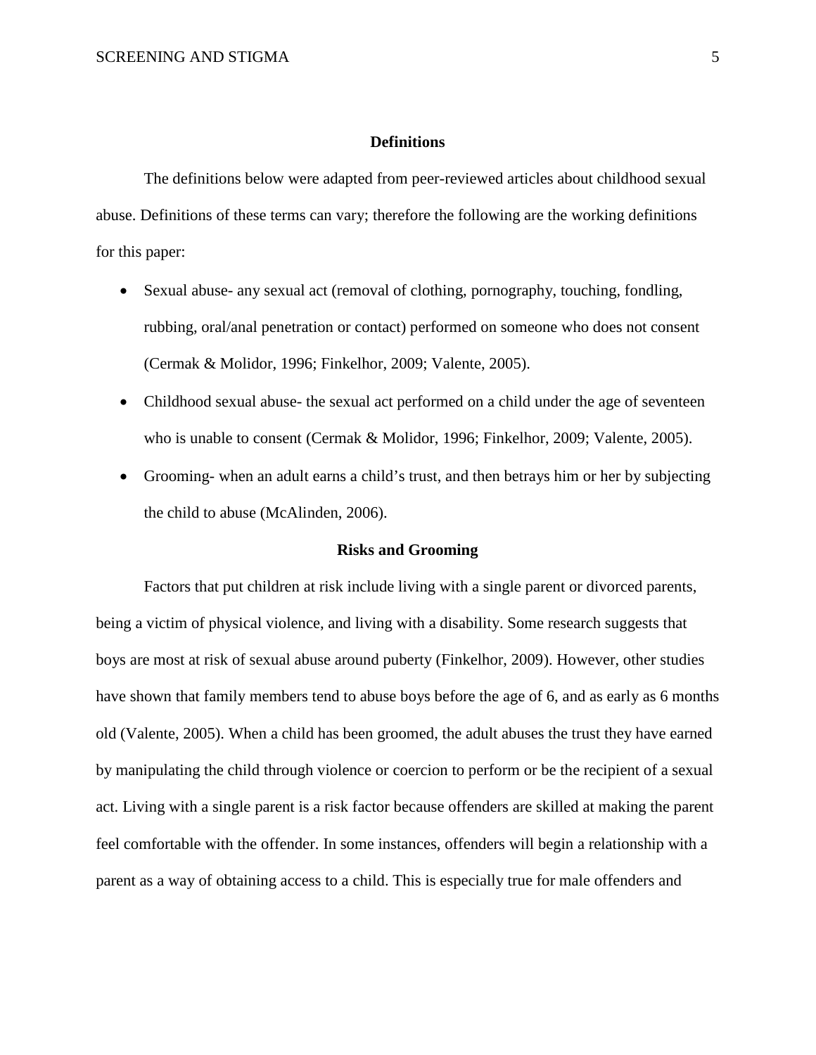## Definitions

The definitions below were adapted from peer-reviewed articles about childhood sexual abuse. Definitions of these terms can vary; therefore the following are the working definitions for this paper:

- Sexual abuse- any sexual act (removal of clothing, pornography, touching, fondling, rubbing, oral/anal penetration or contact) performed on someone who does not consent (Cermak & Molidor, 1996; Finkelhor, 2009; Valente, 2005).
- Childhood sexual abuse- the sexual act performed on a child under the age of seventeen who is unable to consent (Cermak & Molidor, 1996; Finkelhor, 2009; Valente, 2005).
- Grooming- when an adult earns a child's trust, and then betrays him or her by subjecting the child to abuse (McAlinden, 2006).

## Risks and Grooming

Factors that put children at risk include living with a single parent or divorced parents, being a victim of physical violence, and living with a disability. Some research suggests that boys are most at risk of sexual abuse around puberty (Finkelhor, 2009). However, other studies have shown that family members tend to abuse boys before the age of 6, and as early as 6 months old (Valente, 2005). When a child has been groomed, the adult abuses the trust they have earned by manipulating the child through violence or coercion to perform or be the recipient of a sexual act. Living with a single parent is a risk factor because offenders are skilled at making the parent feel comfortable with the offender. In some instances, offenders will begin a relationship with a parent as a way of obtaining access to a child. This is especially true for male offenders and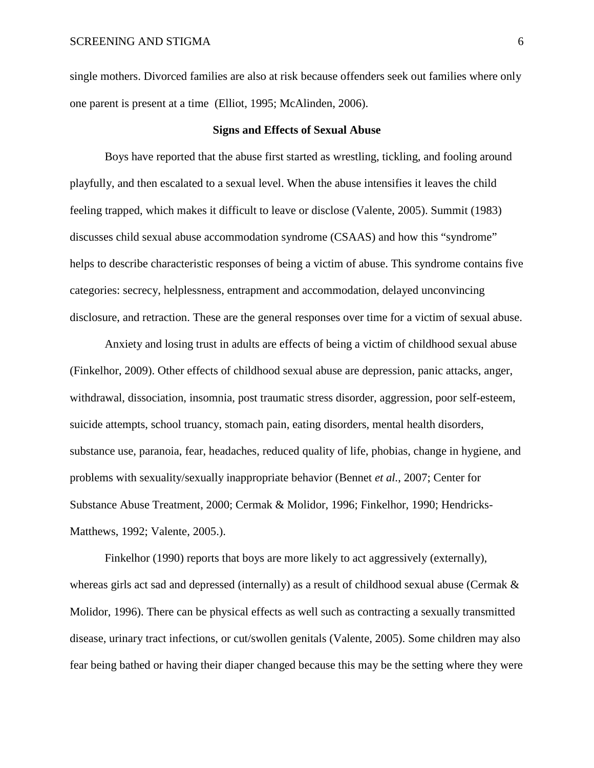single mothers. Divorced families are also at risk because offenders seek out families where only one parent is present at a time (Elliot, 1995; McAlinden, 2006).

## Signs and Effects of Sexual Abuse

Boys have reported that the abuse first started as wrestling, tickling, and fooling around playfully, and then escalated to a sexual level. When the abuse intensifies it leaves the child feeling trapped, which makes it difficult to leave or disclose (Valente, 2005). Summit (1983) discusses child sexual abuse accommodation syndrome (CSAAS) and how this "syndrome" helps to describe characteristic responses of being a victim of abuse. This syndrome contains five categories: secrecy, helplessness, entrapment and accommodation, delayed unconvincing disclosure, and retraction. These are the general responses over time for a victim of sexual abuse.

Anxiety and losing trust in adults are effects of being a victim of childhood sexual abuse (Finkelhor, 2009). Other effects of childhood sexual abuse are depression, panic attacks, anger, withdrawal, dissociation, insomnia, post traumatic stress disorder, aggression, poor self-esteem, suicide attempts, school truancy, stomach pain, eating disorders, mental health disorders, substance use, paranoia, fear, headaches, reduced quality of life, phobias, change in hygiene, and problems with sexuality/sexually inappropriate behavior (Bennet *et al.*, 2007; Center for Substance Abuse Treatment, 2000; Cermak & Molidor, 1996; Finkelhor, 1990; Hendricks-Matthews, 1992; Valente, 2005.).

Finkelhor (1990) reports that boys are more likely to act aggressively (externally), whereas girls act sad and depressed (internally) as a result of childhood sexual abuse (Cermak & Molidor, 1996). There can be physical effects as well such as contracting a sexually transmitted disease, urinary tract infections, or cut/swollen genitals (Valente, 2005). Some children may also fear being bathed or having their diaper changed because this may be the setting where they were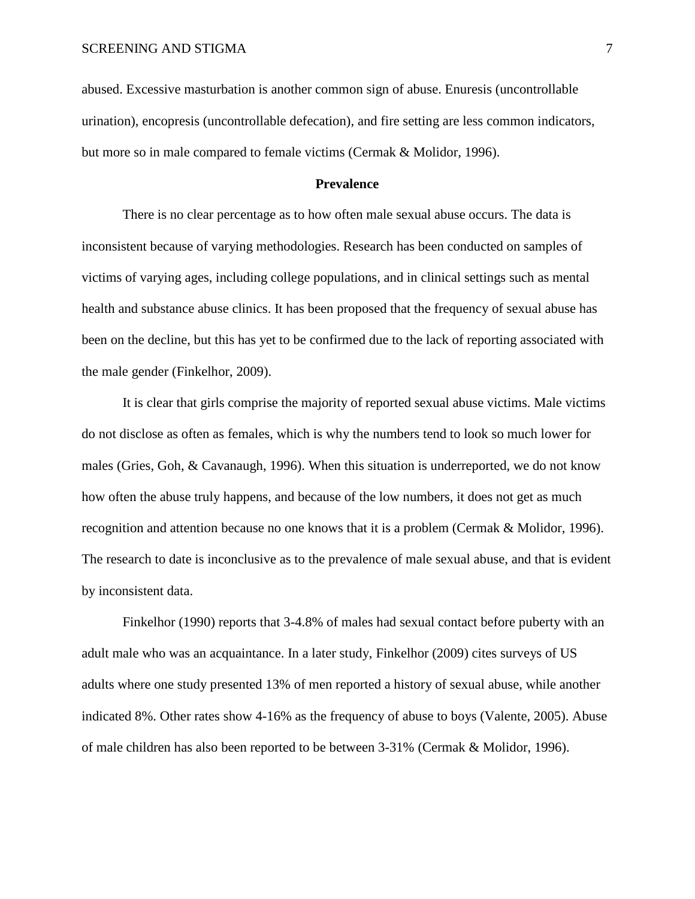abused. Excessive masturbation is another common sign of abuse. Enuresis (uncontrollable urination), encopresis (uncontrollable defecation), and fire setting are less common indicators, but more so in male compared to female victims (Cermak & Molidor, 1996).

## Prevalence

There is no clear percentage as to how often male sexual abuse occurs. The data is inconsistent because of varying methodologies. Research has been conducted on samples of victims of varying ages, including college populations, and in clinical settings such as mental health and substance abuse clinics. It has been proposed that the frequency of sexual abuse has been on the decline, but this has yet to be confirmed due to the lack of reporting associated with the male gender (Finkelhor, 2009).

It is clear that girls comprise the majority of reported sexual abuse victims. Male victims do not disclose as often as females, which is why the numbers tend to look so much lower for males (Gries, Goh, & Cavanaugh, 1996). When this situation is underreported, we do not know how often the abuse truly happens, and because of the low numbers, it does not get as much recognition and attention because no one knows that it is a problem (Cermak & Molidor, 1996). The research to date is inconclusive as to the prevalence of male sexual abuse, and that is evident by inconsistent data.

Finkelhor (1990) reports that 3-4.8% of males had sexual contact before puberty with an adult male who was an acquaintance. In a later study, Finkelhor (2009) cites surveys of US adults where one study presented 13% of men reported a history of sexual abuse, while another indicated 8%. Other rates show 4-16% as the frequency of abuse to boys (Valente, 2005). Abuse of male children has also been reported to be between 3-31% (Cermak & Molidor, 1996).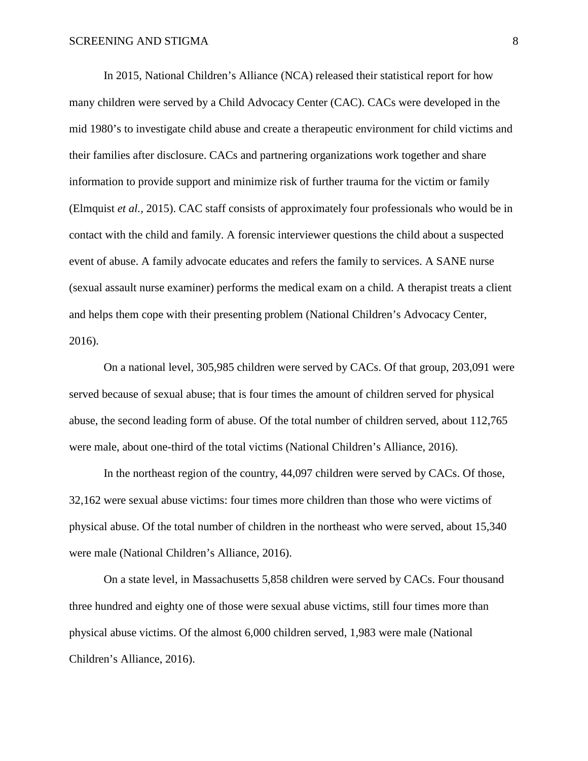In 2015, National Children's Alliance (NCA) released their statistical report for how many children were served by a Child Advocacy Center (CAC). CACs were developed in the mid 1980's to investigate child abuse and create a therapeutic environment for child victims and their families after disclosure. CACs and partnering organizations work together and share information to provide support and minimize risk of further trauma for the victim or family (Elmquist *et al.,* 2015). CAC staff consists of approximately four professionals who would be in contact with the child and family. A forensic interviewer questions the child about a suspected event of abuse. A family advocate educates and refers the family to services. A SANE nurse (sexual assault nurse examiner) performs the medical exam on a child. A therapist treats a client and helps them cope with their presenting problem (National Children's Advocacy Center, 2016).

On a national level, 305,985 children were served by CACs. Of that group, 203,091 were served because of sexual abuse; that is four times the amount of children served for physical abuse, the second leading form of abuse. Of the total number of children served, about 112,765 were male, about one-third of the total victims (National Children's Alliance, 2016).

In the northeast region of the country, 44,097 children were served by CACs. Of those, 32,162 were sexual abuse victims: four times more children than those who were victims of physical abuse. Of the total number of children in the northeast who were served, about 15,340 were male (National Children's Alliance, 2016).

On a state level, in Massachusetts 5,858 children were served by CACs. Four thousand three hundred and eighty one of those were sexual abuse victims, still four times more than physical abuse victims. Of the almost 6,000 children served, 1,983 were male (National Children's Alliance, 2016).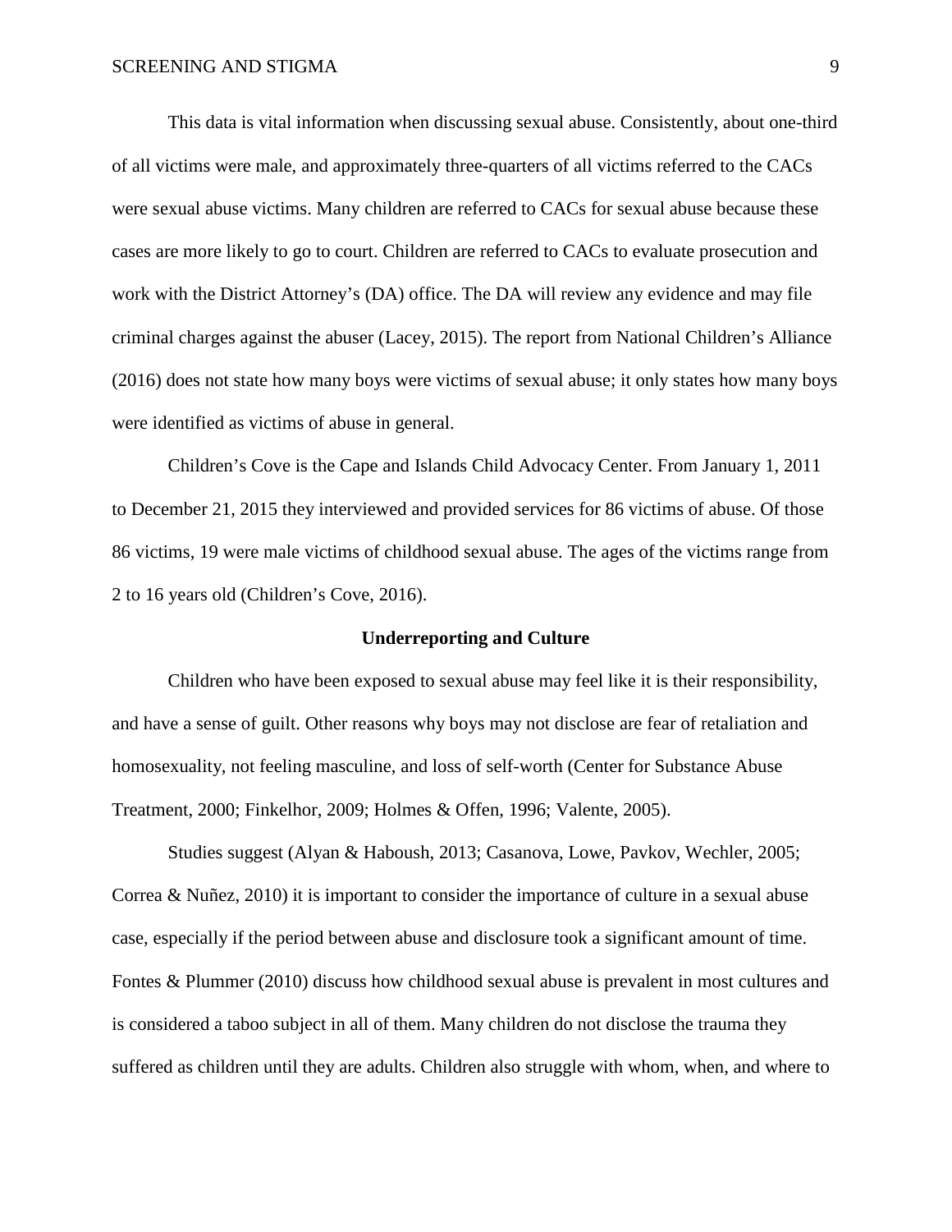This data is vital information when discussing sexual abuse. Consistently, about one-third of all victims were male, and approximately three-quarters of all victims referred to the CACs were sexual abuse victims. Many children are referred to CACs for sexual abuse because these cases are more likely to go to court. Children are referred to CACs to evaluate prosecution and work with the District Attorney's (DA) office. The DA will review any evidence and may file criminal charges against the abuser (Lacey, 2015). The report from National Children's Alliance (2016) does not state how many boys were victims of sexual abuse; it only states how many boys were identified as victims of abuse in general.

Children's Cove is the Cape and Islands Child Advocacy Center. From January 1, 2011 to December 21, 2015 they interviewed and provided services for 86 victims of abuse. Of those 86 victims, 19 were male victims of childhood sexual abuse. The ages of the victims range from 2 to 16 years old (Children's Cove, 2016).

## Underreporting and Culture

Children who have been exposed to sexual abuse may feel like it is their responsibility, and have a sense of guilt. Other reasons why boys may not disclose are fear of retaliation and homosexuality, not feeling masculine, and loss of self-worth (Center for Substance Abuse Treatment, 2000; Finkelhor, 2009; Holmes & Offen, 1996; Valente, 2005).

Studies suggest (Alyan & Haboush, 2013; Casanova, Lowe, Pavkov, Wechler, 2005; Correa & Nuñez, 2010) it is important to consider the importance of culture in a sexual abuse case, especially if the period between abuse and disclosure took a significant amount of time. Fontes & Plummer (2010) discuss how childhood sexual abuse is prevalent in most cultures and is considered a taboo subject in all of them. Many children do not disclose the trauma they suffered as children until they are adults. Children also struggle with whom, when, and where to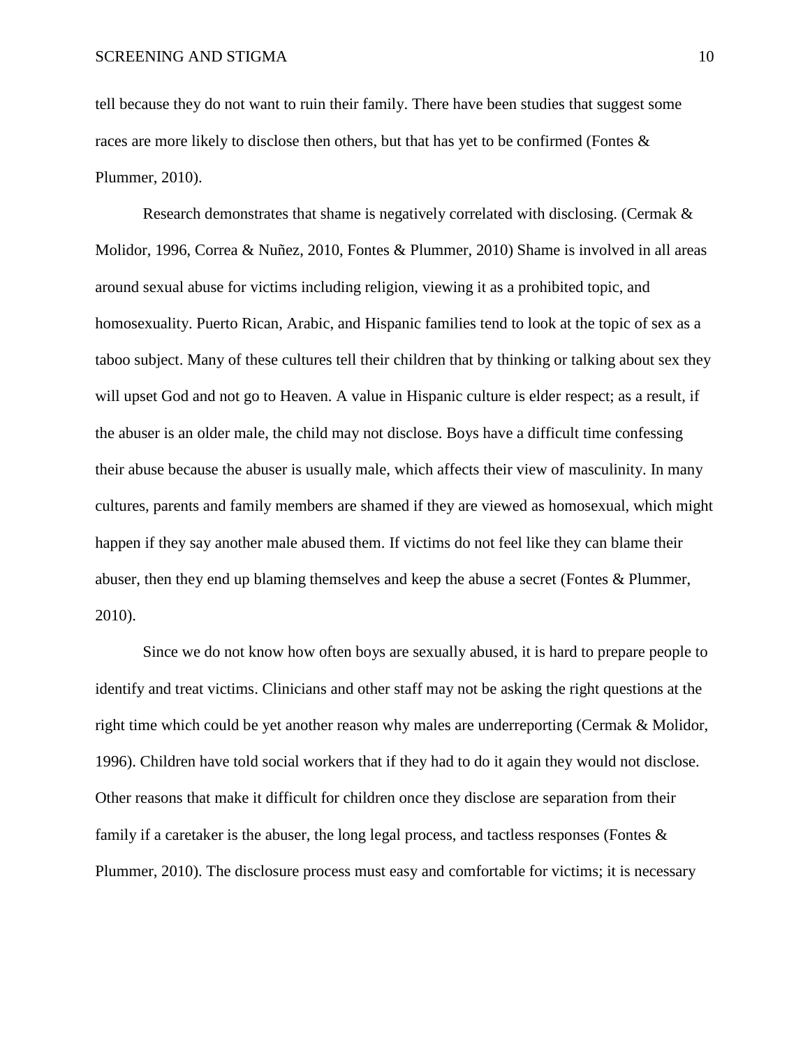tell because they do not want to ruin their family. There have been studies that suggest some races are more likely to disclose then others, but that has yet to be confirmed (Fontes & Plummer, 2010).

Research demonstrates that shame is negatively correlated with disclosing. (Cermak & Molidor, 1996, Correa & Nuñez, 2010, Fontes & Plummer, 2010) Shame is involved in all areas around sexual abuse for victims including religion, viewing it as a prohibited topic, and homosexuality. Puerto Rican, Arabic, and Hispanic families tend to look at the topic of sex as a taboo subject. Many of these cultures tell their children that by thinking or talking about sex they will upset God and not go to Heaven. A value in Hispanic culture is elder respect; as a result, if the abuser is an older male, the child may not disclose. Boys have a difficult time confessing their abuse because the abuser is usually male, which affects their view of masculinity. In many cultures, parents and family members are shamed if they are viewed as homosexual, which might happen if they say another male abused them. If victims do not feel like they can blame their abuser, then they end up blaming themselves and keep the abuse a secret (Fontes & Plummer, 2010).

Since we do not know how often boys are sexually abused, it is hard to prepare people to identify and treat victims. Clinicians and other staff may not be asking the right questions at the right time which could be yet another reason why males are underreporting (Cermak & Molidor, 1996). Children have told social workers that if they had to do it again they would not disclose. Other reasons that make it difficult for children once they disclose are separation from their family if a caretaker is the abuser, the long legal process, and tactless responses (Fontes & Plummer, 2010). The disclosure process must easy and comfortable for victims; it is necessary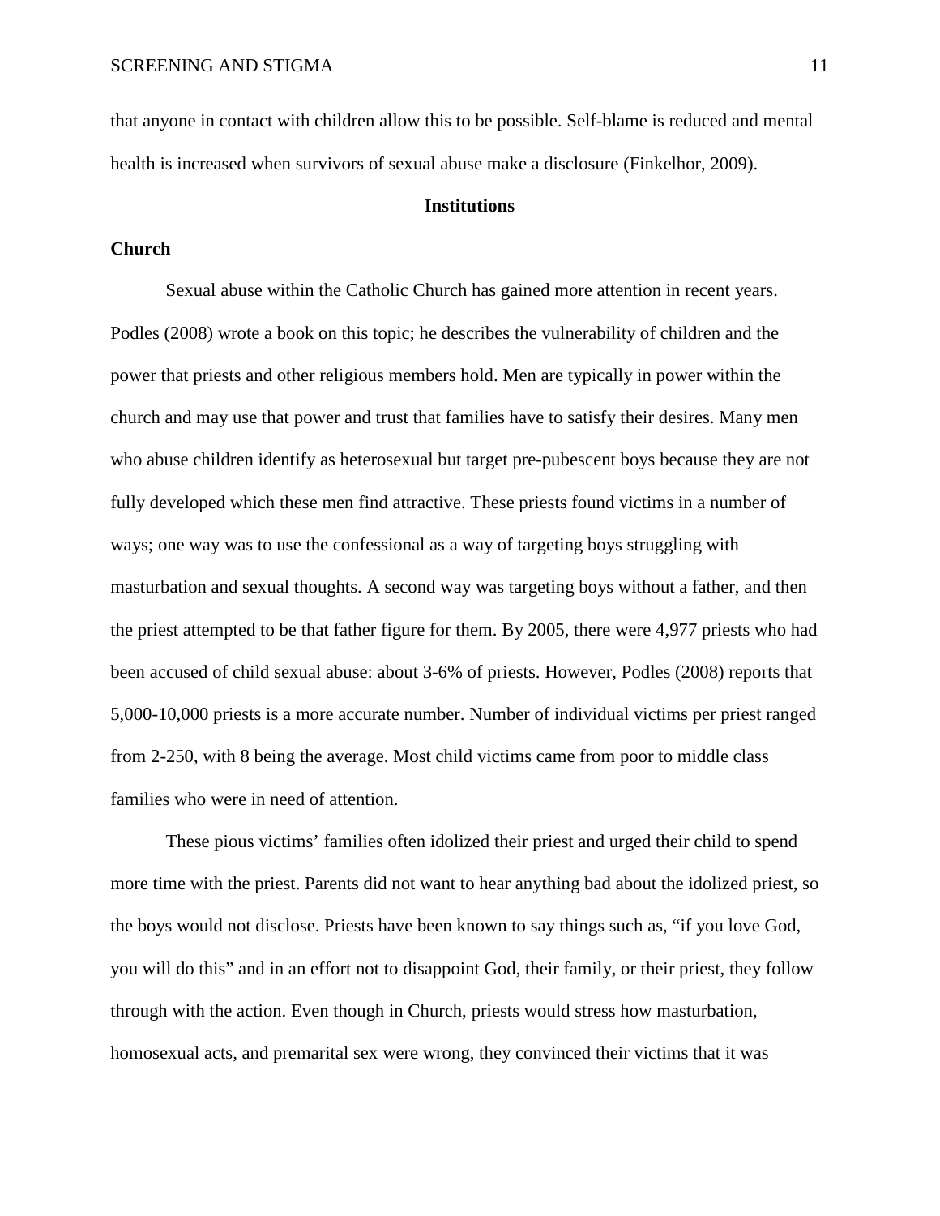that anyone in contact with children allow this to be possible. Self-blame is reduced and mental health is increased when survivors of sexual abuse make a disclosure (Finkelhor, 2009).

## Institutions

### Church

Sexual abuse within the Catholic Church has gained more attention in recent years. Podles (2008) wrote a book on this topic; he describes the vulnerability of children and the power that priests and other religious members hold. Men are typically in power within the church and may use that power and trust that families have to satisfy their desires. Many men who abuse children identify as heterosexual but target pre-pubescent boys because they are not fully developed which these men find attractive. These priests found victims in a number of ways; one way was to use the confessional as a way of targeting boys struggling with masturbation and sexual thoughts. A second way was targeting boys without a father, and then the priest attempted to be that father figure for them. By 2005, there were 4,977 priests who had been accused of child sexual abuse: about 3-6% of priests. However, Podles (2008) reports that 5,000-10,000 priests is a more accurate number. Number of individual victims per priest ranged from 2-250, with 8 being the average. Most child victims came from poor to middle class families who were in need of attention.

These pious victims' families often idolized their priest and urged their child to spend more time with the priest. Parents did not want to hear anything bad about the idolized priest, so the boys would not disclose. Priests have been known to say things such as, "if you love God, you will do this" and in an effort not to disappoint God, their family, or their priest, they follow through with the action. Even though in Church, priests would stress how masturbation, homosexual acts, and premarital sex were wrong, they convinced their victims that it was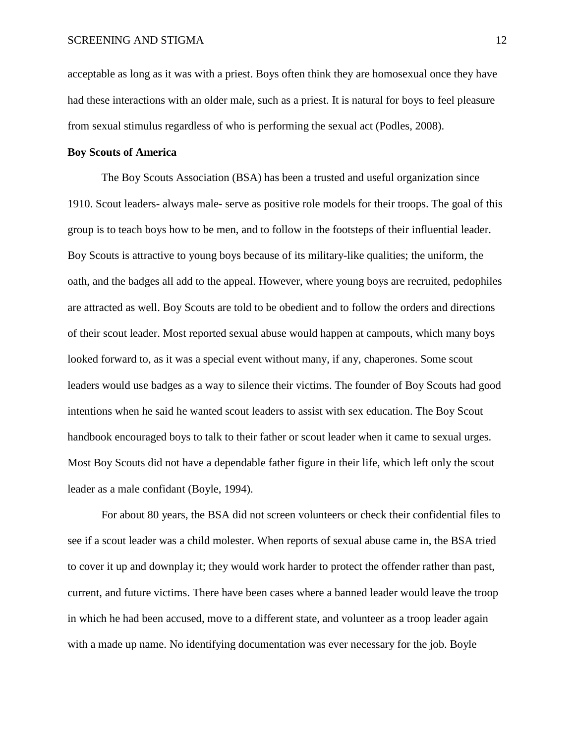acceptable as long as it was with a priest. Boys often think they are homosexual once they have had these interactions with an older male, such as a priest. It is natural for boys to feel pleasure from sexual stimulus regardless of who is performing the sexual act (Podles, 2008).

**Boy Scouts of America**

The Boy Scouts Association (BSA) has been a trusted and useful organization since 1910. Scout leaders- always male- serve as positive role models for their troops. The goal of this group is to teach boys how to be men, and to follow in the footsteps of their influential leader. Boy Scouts is attractive to young boys because of its military-like qualities; the uniform, the oath, and the badges all add to the appeal. However, where young boys are recruited, pedophiles are attracted as well. Boy Scouts are told to be obedient and to follow the orders and directions of their scout leader. Most reported sexual abuse would happen at campouts, which many boys looked forward to, as it was a special event without many, if any, chaperones. Some scout leaders would use badges as a way to silence their victims. The founder of Boy Scouts had good intentions when he said he wanted scout leaders to assist with sex education. The Boy Scout handbook encouraged boys to talk to their father or scout leader when it came to sexual urges. Most Boy Scouts did not have a dependable father figure in their life, which left only the scout leader as a male confidant (Boyle, 1994).

For about 80 years, the BSA did not screen volunteers or check their confidential files to see if a scout leader was a child molester. When reports of sexual abuse came in, the BSA tried to cover it up and downplay it; they would work harder to protect the offender rather than past, current, and future victims. There have been cases where a banned leader would leave the troop in which he had been accused, move to a different state, and volunteer as a troop leader again with a made up name. No identifying documentation was ever necessary for the job. Boyle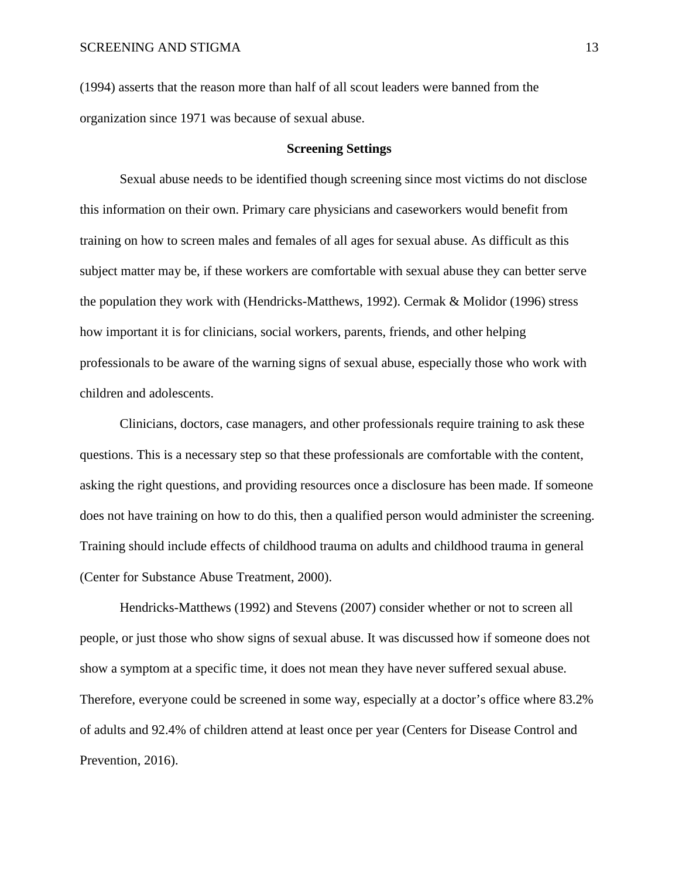(1994) asserts that the reason more than half of all scout leaders were banned from the organization since 1971 was because of sexual abuse.

## Screening Settings

Sexual abuse needs to be identified though screening since most victims do not disclose this information on their own. Primary care physicians and caseworkers would benefit from training on how to screen males and females of all ages for sexual abuse. As difficult as this subject matter may be, if these workers are comfortable with sexual abuse they can better serve the population they work with (Hendricks-Matthews, 1992). Cermak & Molidor (1996) stress how important it is for clinicians, social workers, parents, friends, and other helping professionals to be aware of the warning signs of sexual abuse, especially those who work with children and adolescents.

Clinicians, doctors, case managers, and other professionals require training to ask these questions. This is a necessary step so that these professionals are comfortable with the content, asking the right questions, and providing resources once a disclosure has been made. If someone does not have training on how to do this, then a qualified person would administer the screening. Training should include effects of childhood trauma on adults and childhood trauma in general (Center for Substance Abuse Treatment, 2000).

Hendricks-Matthews (1992) and Stevens (2007) consider whether or not to screen all people, or just those who show signs of sexual abuse. It was discussed how if someone does not show a symptom at a specific time, it does not mean they have never suffered sexual abuse. Therefore, everyone could be screened in some way, especially at a doctor's office where 83.2% of adults and 92.4% of children attend at least once per year (Centers for Disease Control and Prevention, 2016).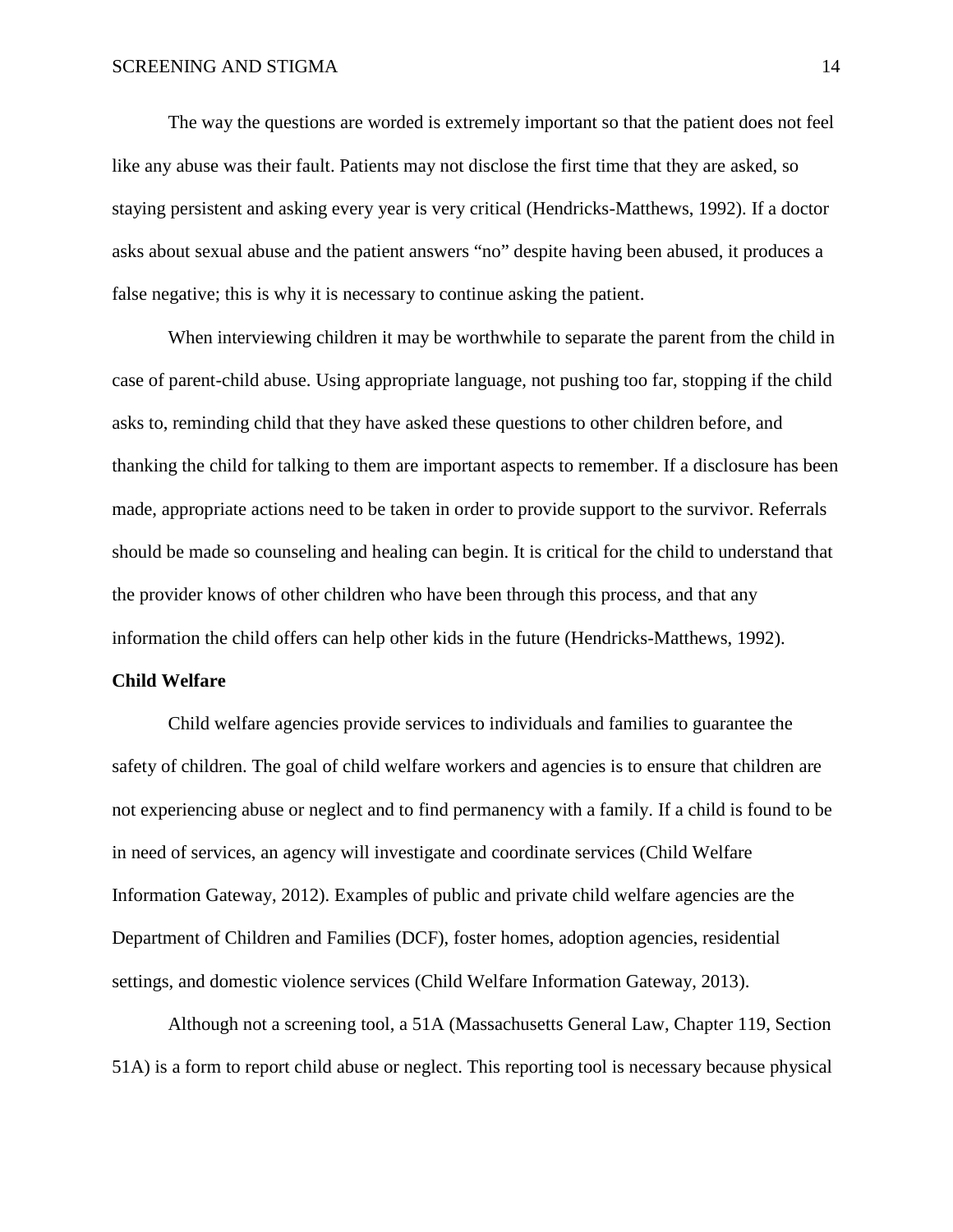The way the questions are worded is extremely important so that the patient does not feel like any abuse was their fault. Patients may not disclose the first time that they are asked, so staying persistent and asking every year is very critical (Hendricks-Matthews, 1992). If a doctor asks about sexual abuse and the patient answers "no" despite having been abused, it produces a false negative; this is why it is necessary to continue asking the patient.

When interviewing children it may be worthwhile to separate the parent from the child in case of parent-child abuse. Using appropriate language, not pushing too far, stopping if the child asks to, reminding child that they have asked these questions to other children before, and thanking the child for talking to them are important aspects to remember. If a disclosure has been made, appropriate actions need to be taken in order to provide support to the survivor. Referrals should be made so counseling and healing can begin. It is critical for the child to understand that the provider knows of other children who have been through this process, and that any information the child offers can help other kids in the future (Hendricks-Matthews, 1992).

**Child Welfare**

Child welfare agencies provide services to individuals and families to guarantee the safety of children. The goal of child welfare workers and agencies is to ensure that children are not experiencing abuse or neglect and to find permanency with a family. If a child is found to be in need of services, an agency will investigate and coordinate services (Child Welfare Information Gateway, 2012). Examples of public and private child welfare agencies are the Department of Children and Families (DCF), foster homes, adoption agencies, residential settings, and domestic violence services (Child Welfare Information Gateway, 2013).

Although not a screening tool, a 51A (Massachusetts General Law, Chapter 119, Section 51A) is a form to report child abuse or neglect. This reporting tool is necessary because physical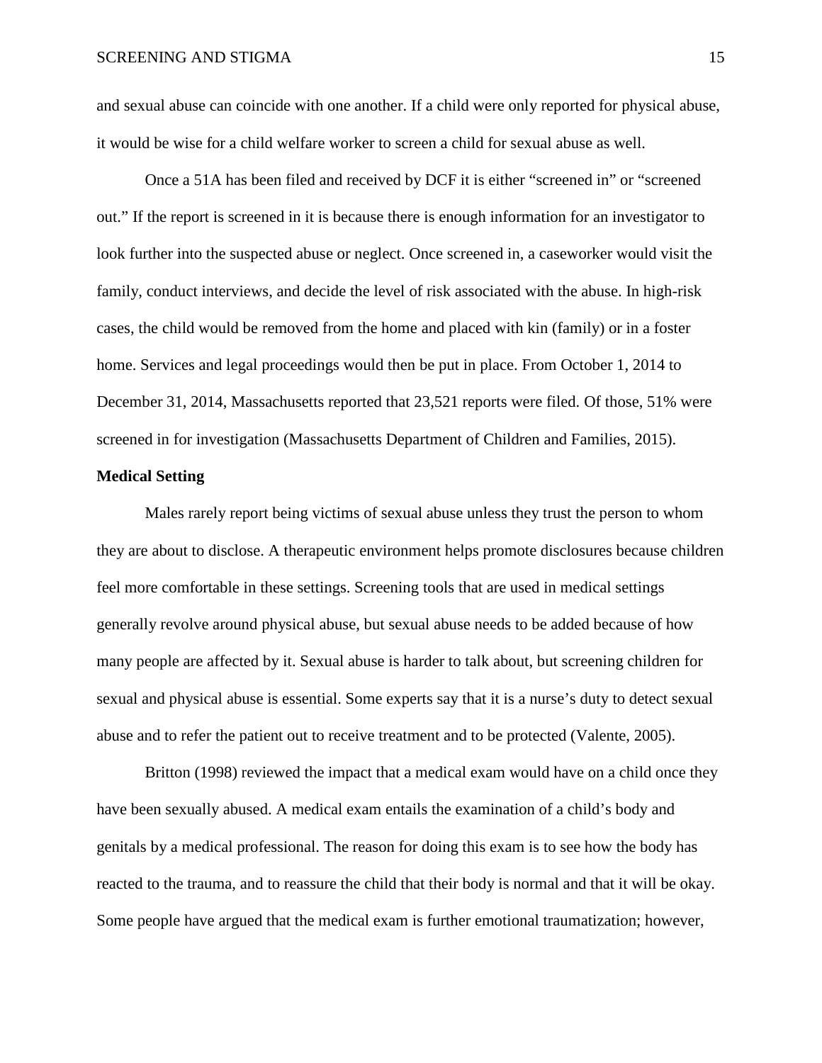and sexual abuse can coincide with one another. If a child were only reported for physical abuse, it would be wise for a child welfare worker to screen a child for sexual abuse as well.

Once a 51A has been filed and received by DCF it is either “screened in” or “screened out.” If the report is screened in it is because there is enough information for an investigator to look further into the suspected abuse or neglect. Once screened in, a caseworker would visit the family, conduct interviews, and decide the level of risk associated with the abuse. In high-risk cases, the child would be removed from the home and placed with kin (family) or in a foster home. Services and legal proceedings would then be put in place. From October 1, 2014 to December 31, 2014, Massachusetts reported that 23,521 reports were filed. Of those, 51% were screened in for investigation (Massachusetts Department of Children and Families, 2015).

**Medical Setting**

Males rarely report being victims of sexual abuse unless they trust the person to whom they are about to disclose. A therapeutic environment helps promote disclosures because children feel more comfortable in these settings. Screening tools that are used in medical settings generally revolve around physical abuse, but sexual abuse needs to be added because of how many people are affected by it. Sexual abuse is harder to talk about, but screening children for sexual and physical abuse is essential. Some experts say that it is a nurse’s duty to detect sexual abuse and to refer the patient out to receive treatment and to be protected (Valente, 2005).

Britton (1998) reviewed the impact that a medical exam would have on a child once they have been sexually abused. A medical exam entails the examination of a child’s body and genitals by a medical professional. The reason for doing this exam is to see how the body has reacted to the trauma, and to reassure the child that their body is normal and that it will be okay. Some people have argued that the medical exam is further emotional traumatization; however,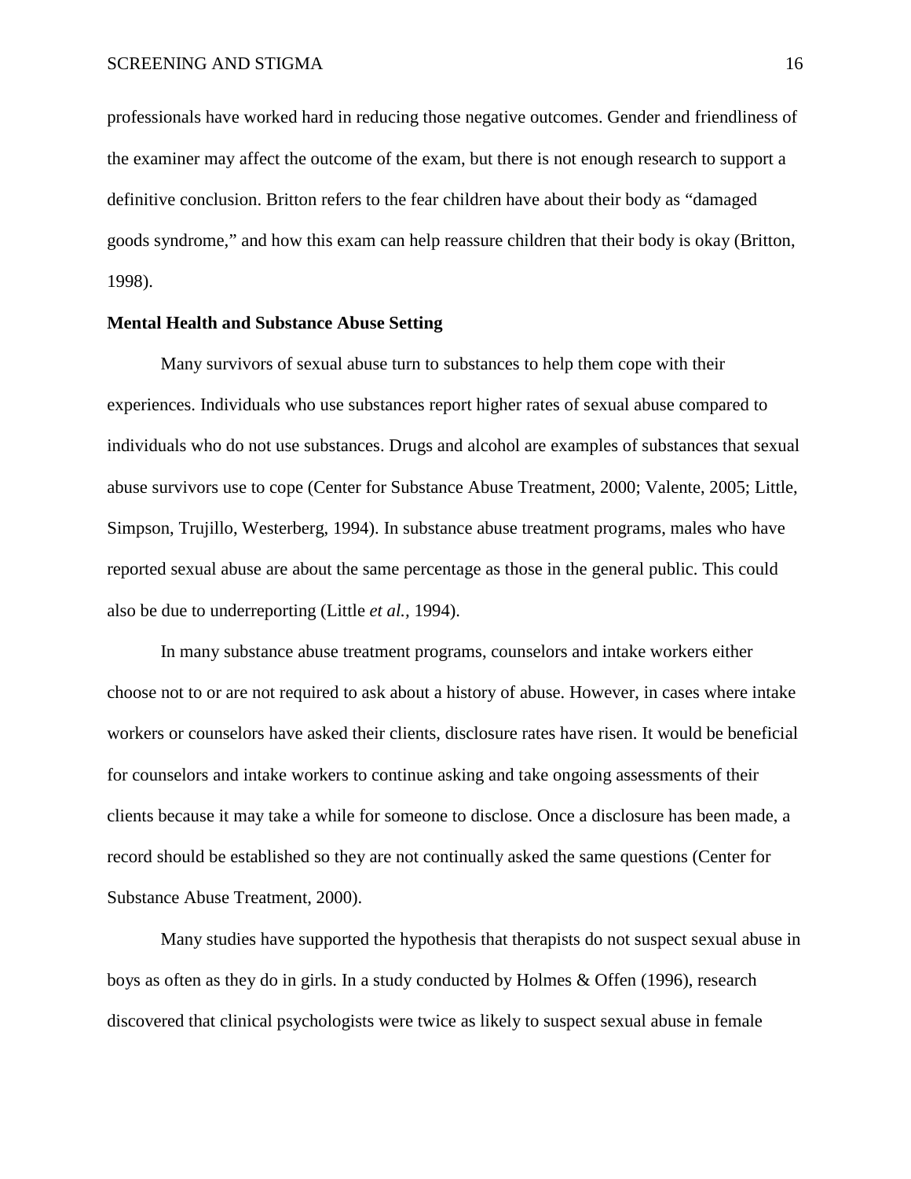professionals have worked hard in reducing those negative outcomes. Gender and friendliness of the examiner may affect the outcome of the exam, but there is not enough research to support a definitive conclusion. Britton refers to the fear children have about their body as "damaged goods syndrome," and how this exam can help reassure children that their body is okay (Britton, 1998).

**Mental Health and Substance Abuse Setting**

Many survivors of sexual abuse turn to substances to help them cope with their experiences. Individuals who use substances report higher rates of sexual abuse compared to individuals who do not use substances. Drugs and alcohol are examples of substances that sexual abuse survivors use to cope (Center for Substance Abuse Treatment, 2000; Valente, 2005; Little, Simpson, Trujillo, Westerberg, 1994). In substance abuse treatment programs, males who have reported sexual abuse are about the same percentage as those in the general public. This could also be due to underreporting (Little *et al.*, 1994).

In many substance abuse treatment programs, counselors and intake workers either choose not to or are not required to ask about a history of abuse. However, in cases where intake workers or counselors have asked their clients, disclosure rates have risen. It would be beneficial for counselors and intake workers to continue asking and take ongoing assessments of their clients because it may take a while for someone to disclose. Once a disclosure has been made, a record should be established so they are not continually asked the same questions (Center for Substance Abuse Treatment, 2000).

Many studies have supported the hypothesis that therapists do not suspect sexual abuse in boys as often as they do in girls. In a study conducted by Holmes & Offen (1996), research discovered that clinical psychologists were twice as likely to suspect sexual abuse in female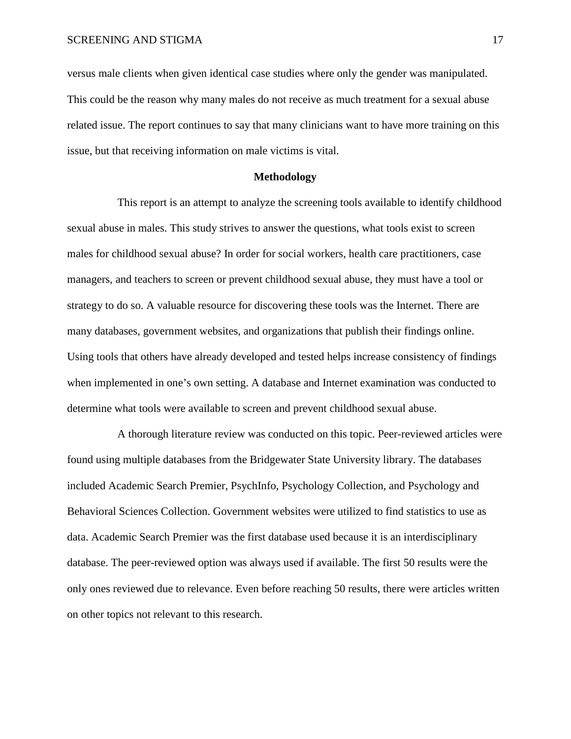versus male clients when given identical case studies where only the gender was manipulated. This could be the reason why many males do not receive as much treatment for a sexual abuse related issue. The report continues to say that many clinicians want to have more training on this issue, but that receiving information on male victims is vital.

## Methodology

This report is an attempt to analyze the screening tools available to identify childhood sexual abuse in males. This study strives to answer the questions, what tools exist to screen males for childhood sexual abuse? In order for social workers, health care practitioners, case managers, and teachers to screen or prevent childhood sexual abuse, they must have a tool or strategy to do so. A valuable resource for discovering these tools was the Internet. There are many databases, government websites, and organizations that publish their findings online. Using tools that others have already developed and tested helps increase consistency of findings when implemented in one's own setting. A database and Internet examination was conducted to determine what tools were available to screen and prevent childhood sexual abuse.

A thorough literature review was conducted on this topic. Peer-reviewed articles were found using multiple databases from the Bridgewater State University library. The databases included Academic Search Premier, PsychInfo, Psychology Collection, and Psychology and Behavioral Sciences Collection. Government websites were utilized to find statistics to use as data. Academic Search Premier was the first database used because it is an interdisciplinary database. The peer-reviewed option was always used if available. The first 50 results were the only ones reviewed due to relevance. Even before reaching 50 results, there were articles written on other topics not relevant to this research.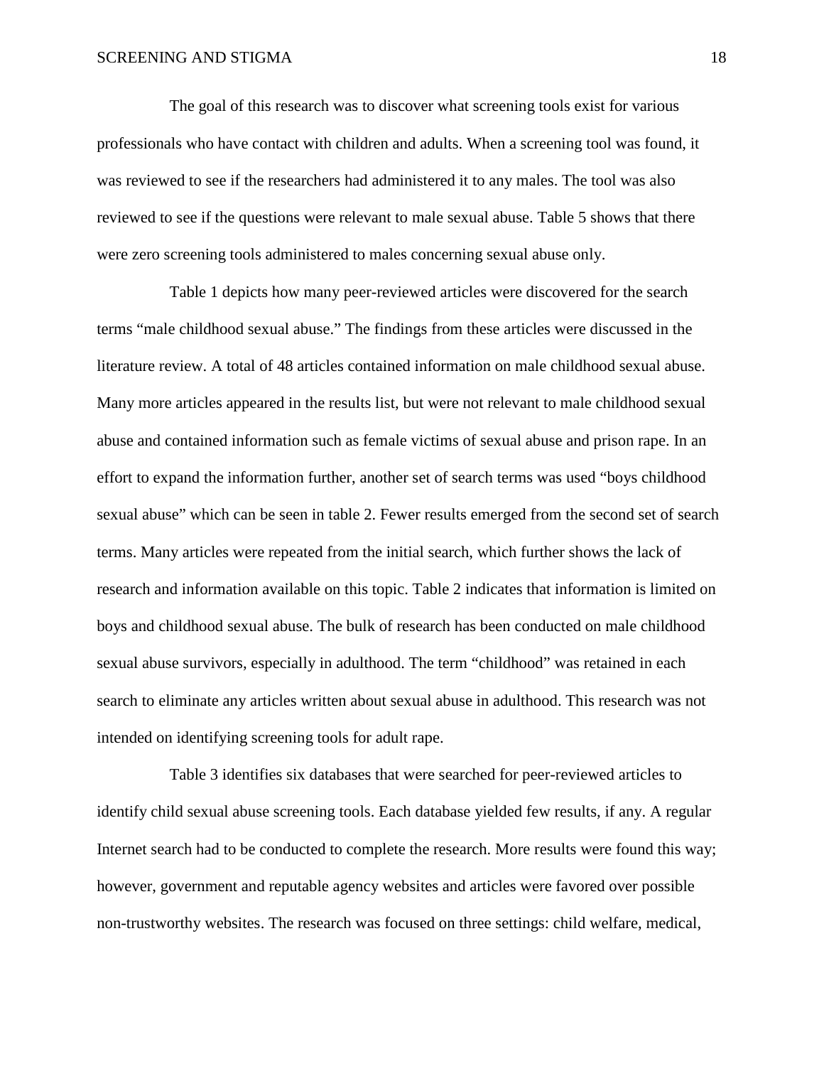The goal of this research was to discover what screening tools exist for various professionals who have contact with children and adults. When a screening tool was found, it was reviewed to see if the researchers had administered it to any males. The tool was also reviewed to see if the questions were relevant to male sexual abuse. Table 5 shows that there were zero screening tools administered to males concerning sexual abuse only.

Table 1 depicts how many peer-reviewed articles were discovered for the search terms "male childhood sexual abuse." The findings from these articles were discussed in the literature review. A total of 48 articles contained information on male childhood sexual abuse. Many more articles appeared in the results list, but were not relevant to male childhood sexual abuse and contained information such as female victims of sexual abuse and prison rape. In an effort to expand the information further, another set of search terms was used "boys childhood sexual abuse" which can be seen in table 2. Fewer results emerged from the second set of search terms. Many articles were repeated from the initial search, which further shows the lack of research and information available on this topic. Table 2 indicates that information is limited on boys and childhood sexual abuse. The bulk of research has been conducted on male childhood sexual abuse survivors, especially in adulthood. The term "childhood" was retained in each search to eliminate any articles written about sexual abuse in adulthood. This research was not intended on identifying screening tools for adult rape.

Table 3 identifies six databases that were searched for peer-reviewed articles to identify child sexual abuse screening tools. Each database yielded few results, if any. A regular Internet search had to be conducted to complete the research. More results were found this way; however, government and reputable agency websites and articles were favored over possible non-trustworthy websites. The research was focused on three settings: child welfare, medical,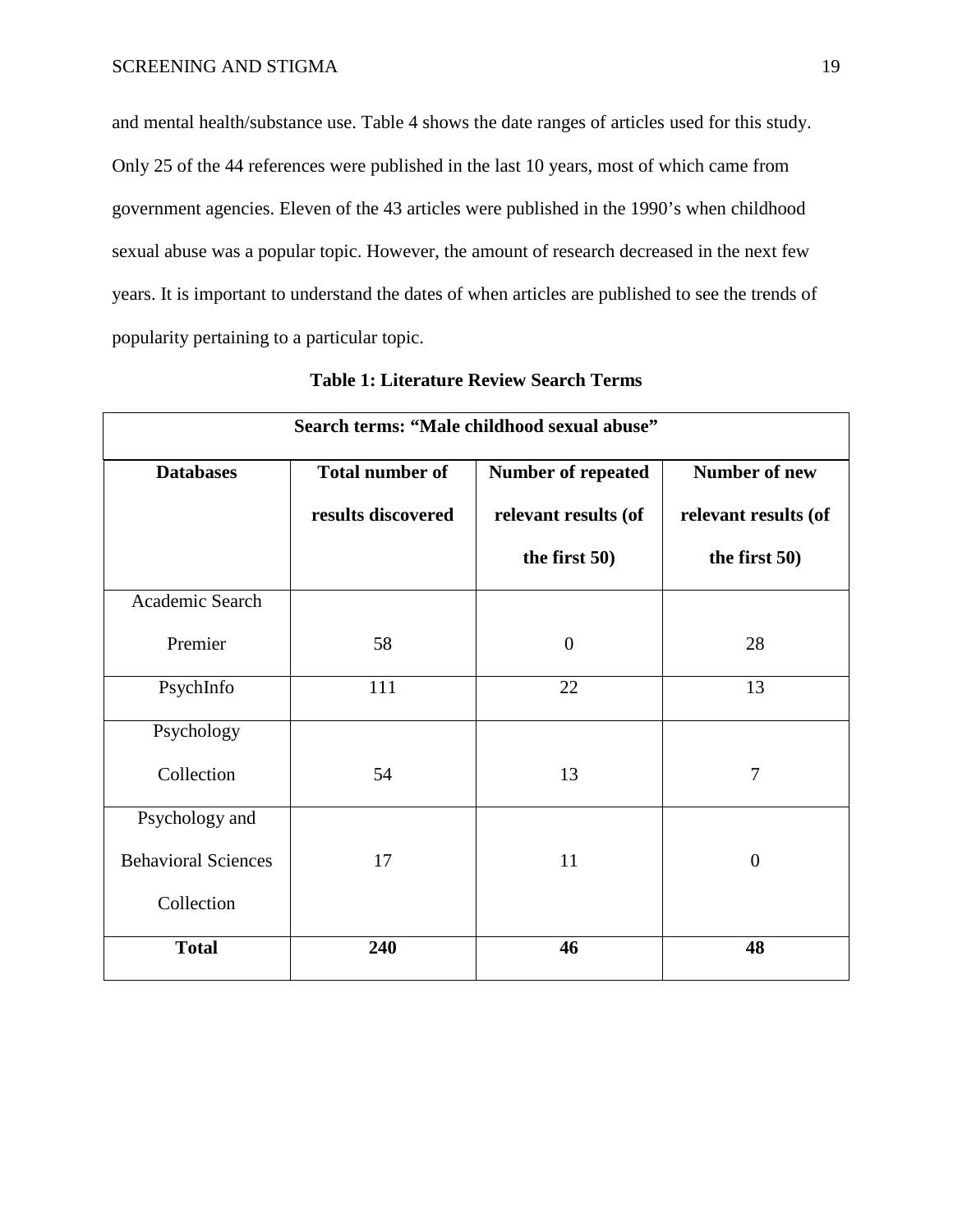and mental health/substance use. Table 4 shows the date ranges of articles used for this study. Only 25 of the 44 references were published in the last 10 years, most of which came from government agencies. Eleven of the 43 articles were published in the 1990's when childhood sexual abuse was a popular topic. However, the amount of research decreased in the next few years. It is important to understand the dates of when articles are published to see the trends of popularity pertaining to a particular topic.

**Table 1: Literature Review Search Terms**

| **Search terms: "Male childhood sexual abuse"** | | | |
|---|---|---|---|
| **Databases** | **Total number of results discovered** | **Number of repeated relevant results (of the first 50)** | **Number of new relevant results (of the first 50)** |
| Academic Search Premier | 58 | 0 | 28 |
| PsychInfo | 111 | 22 | 13 |
| Psychology Collection | 54 | 13 | 7 |
| Psychology and Behavioral Sciences Collection | 17 | 11 | 0 |
| **Total** | **240** | **46** | **48** |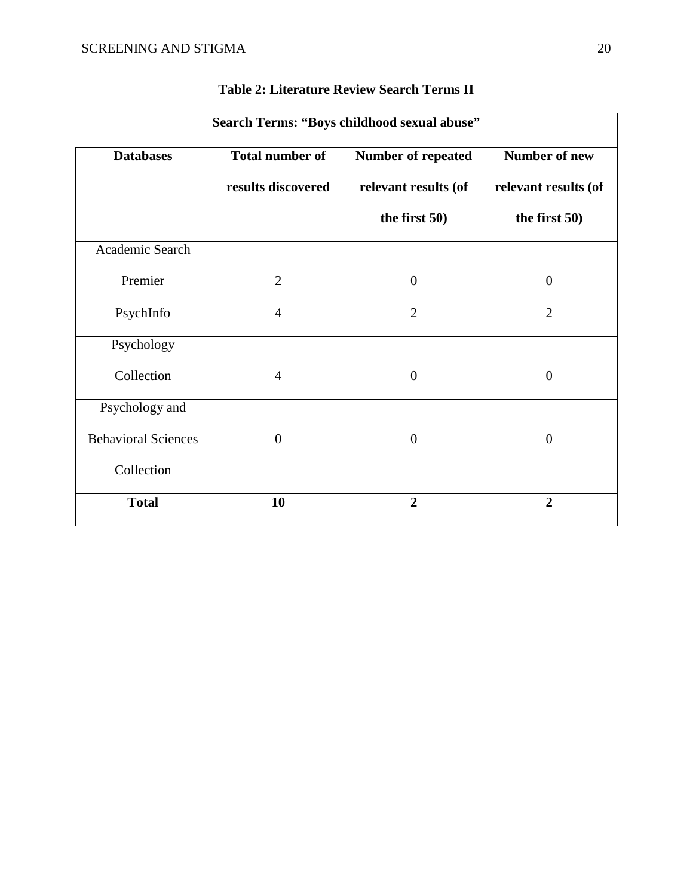**Table 2: Literature Review Search Terms II**

| **Search Terms: “Boys childhood sexual abuse”** | | | |
|---|---|---|---|
| **Databases** | **Total number of results discovered** | **Number of repeated relevant results (of the first 50)** | **Number of new relevant results (of the first 50)** |
| Academic Search Premier | 2 | 0 | 0 |
| PsychInfo | 4 | 2 | 2 |
| Psychology Collection | 4 | 0 | 0 |
| Psychology and Behavioral Sciences Collection | 0 | 0 | 0 |
| **Total** | **10** | **2** | **2** |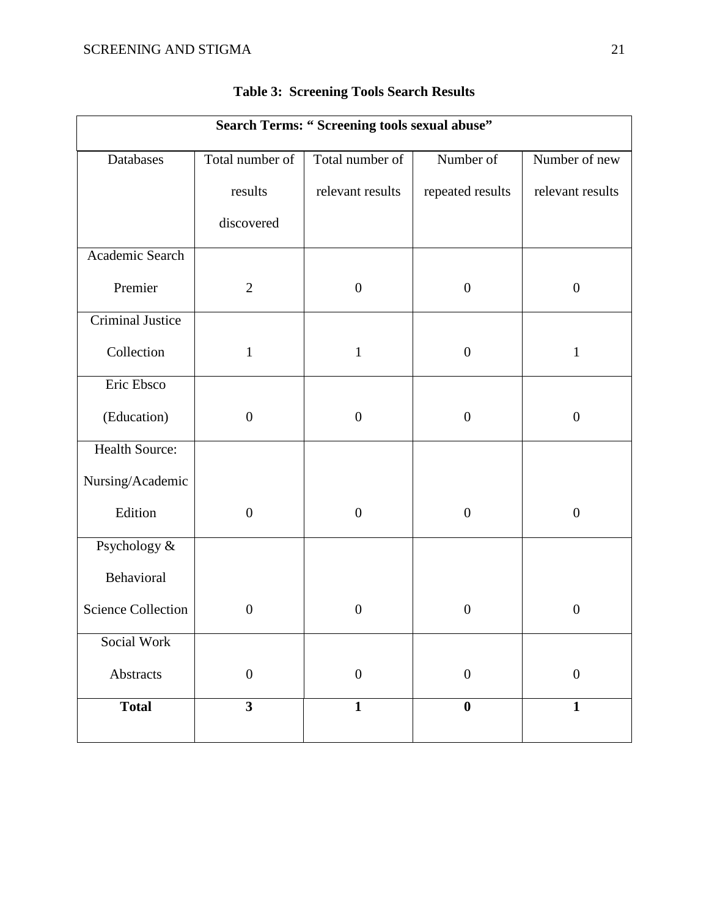**Table 3: Screening Tools Search Results**

| Search Terms: " Screening tools sexual abuse" | | | | |
|---|---|---|---|---|
| Databases | Total number of results discovered | Total number of relevant results | Number of repeated results | Number of new relevant results |
| Academic Search Premier | 2 | 0 | 0 | 0 |
| Criminal Justice Collection | 1 | 1 | 0 | 1 |
| Eric Ebsco (Education) | 0 | 0 | 0 | 0 |
| Health Source: Nursing/Academic Edition | 0 | 0 | 0 | 0 |
| Psychology & Behavioral Science Collection | 0 | 0 | 0 | 0 |
| Social Work Abstracts | 0 | 0 | 0 | 0 |
| **Total** | **3** | **1** | **0** | **1** |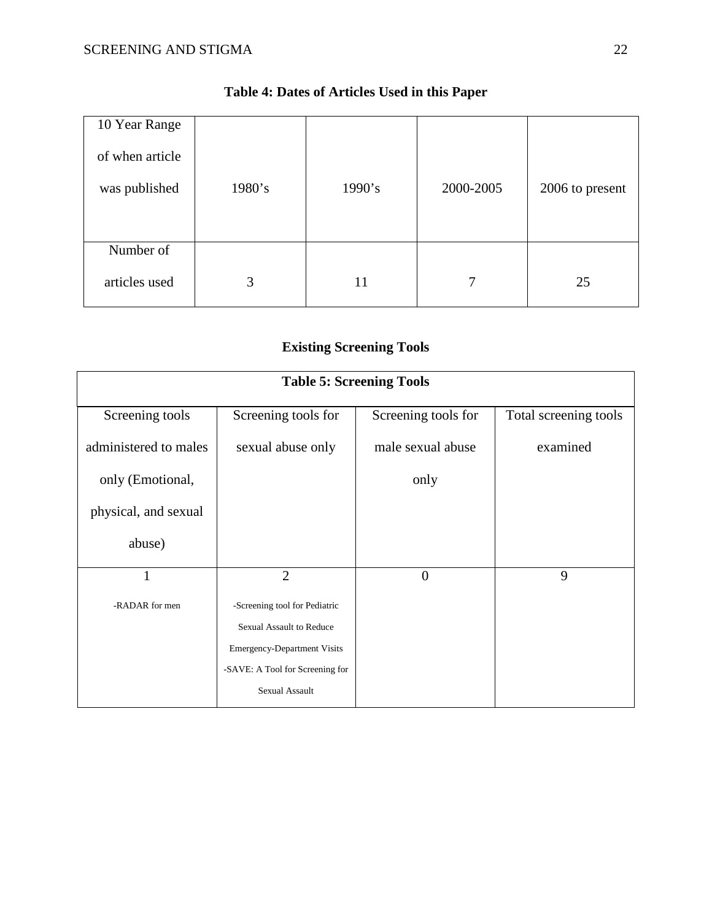**Table 4: Dates of Articles Used in this Paper**

| 10 Year Range of when article was published | 1980's | 1990's | 2000-2005 | 2006 to present |
|---|---|---|---|---|
| Number of articles used | 3 | 11 | 7 | 25 |

## Existing Screening Tools

**Table 5: Screening Tools**

| Screening tools administered to males only (Emotional, physical, and sexual abuse) | Screening tools for sexual abuse only | Screening tools for male sexual abuse only | Total screening tools examined |
|---|---|---|---|
| 1<br>-RADAR for men | 2<br>-Screening tool for Pediatric Sexual Assault to Reduce Emergency-Department Visits<br>-SAVE: A Tool for Screening for Sexual Assault | 0 | 9 |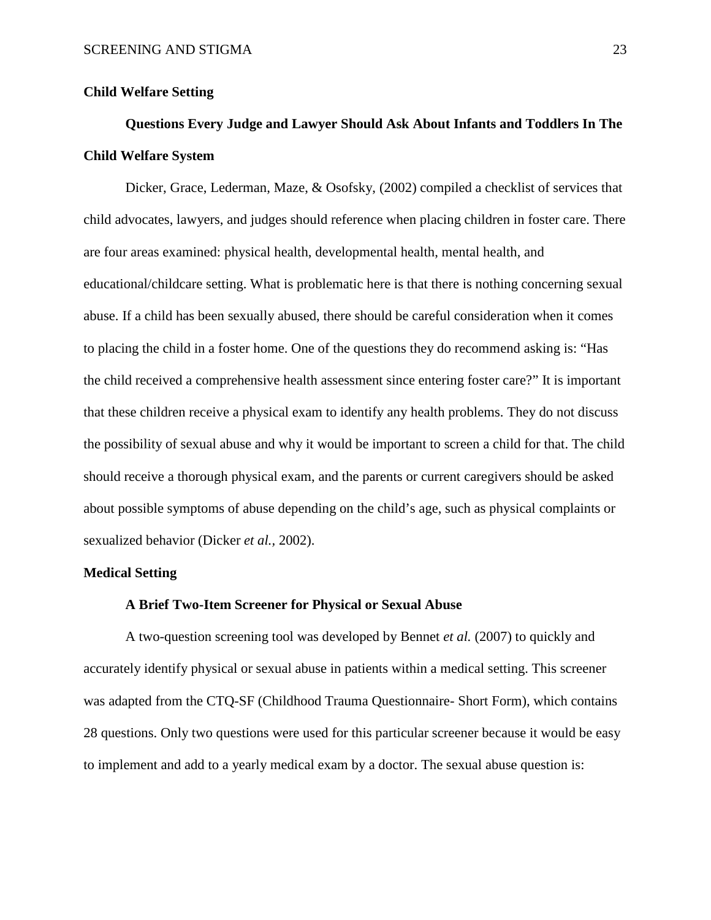## Child Welfare Setting

### Questions Every Judge and Lawyer Should Ask About Infants and Toddlers In The Child Welfare System

Dicker, Grace, Lederman, Maze, & Osofsky, (2002) compiled a checklist of services that child advocates, lawyers, and judges should reference when placing children in foster care. There are four areas examined: physical health, developmental health, mental health, and educational/childcare setting. What is problematic here is that there is nothing concerning sexual abuse. If a child has been sexually abused, there should be careful consideration when it comes to placing the child in a foster home. One of the questions they do recommend asking is: "Has the child received a comprehensive health assessment since entering foster care?" It is important that these children receive a physical exam to identify any health problems. They do not discuss the possibility of sexual abuse and why it would be important to screen a child for that. The child should receive a thorough physical exam, and the parents or current caregivers should be asked about possible symptoms of abuse depending on the child's age, such as physical complaints or sexualized behavior (Dicker *et al.,* 2002).

## Medical Setting

### A Brief Two-Item Screener for Physical or Sexual Abuse

A two-question screening tool was developed by Bennet *et al.* (2007) to quickly and accurately identify physical or sexual abuse in patients within a medical setting. This screener was adapted from the CTQ-SF (Childhood Trauma Questionnaire- Short Form), which contains 28 questions. Only two questions were used for this particular screener because it would be easy to implement and add to a yearly medical exam by a doctor. The sexual abuse question is: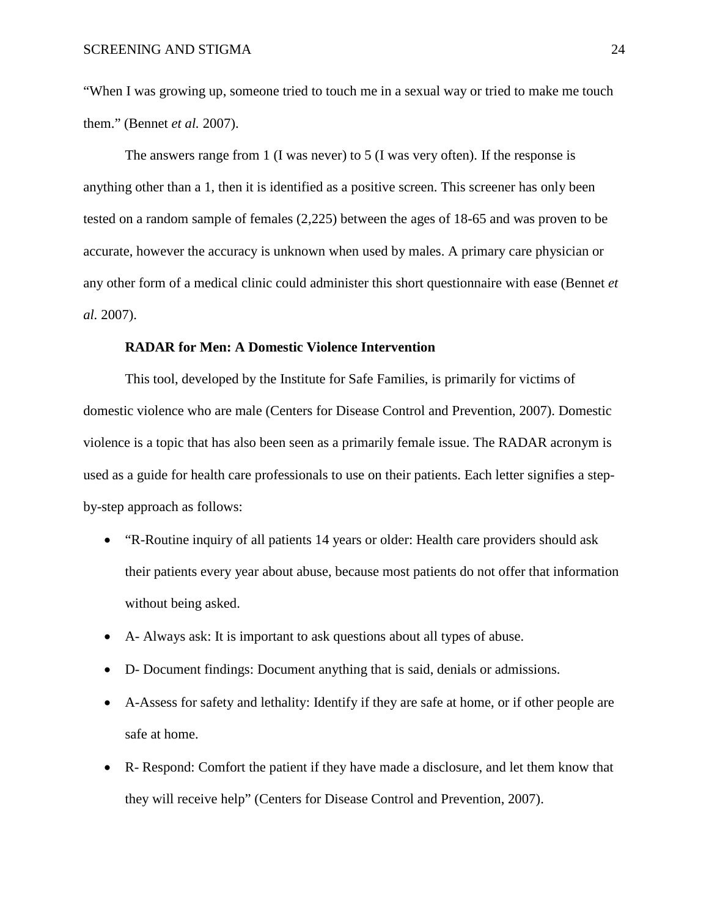"When I was growing up, someone tried to touch me in a sexual way or tried to make me touch them." (Bennet *et al.* 2007).

The answers range from 1 (I was never) to 5 (I was very often). If the response is anything other than a 1, then it is identified as a positive screen. This screener has only been tested on a random sample of females (2,225) between the ages of 18-65 and was proven to be accurate, however the accuracy is unknown when used by males. A primary care physician or any other form of a medical clinic could administer this short questionnaire with ease (Bennet *et al.* 2007).

**RADAR for Men: A Domestic Violence Intervention**

This tool, developed by the Institute for Safe Families, is primarily for victims of domestic violence who are male (Centers for Disease Control and Prevention, 2007). Domestic violence is a topic that has also been seen as a primarily female issue. The RADAR acronym is used as a guide for health care professionals to use on their patients. Each letter signifies a step-by-step approach as follows:

- "R-Routine inquiry of all patients 14 years or older: Health care providers should ask their patients every year about abuse, because most patients do not offer that information without being asked.
- A- Always ask: It is important to ask questions about all types of abuse.
- D- Document findings: Document anything that is said, denials or admissions.
- A-Assess for safety and lethality: Identify if they are safe at home, or if other people are safe at home.
- R- Respond: Comfort the patient if they have made a disclosure, and let them know that they will receive help" (Centers for Disease Control and Prevention, 2007).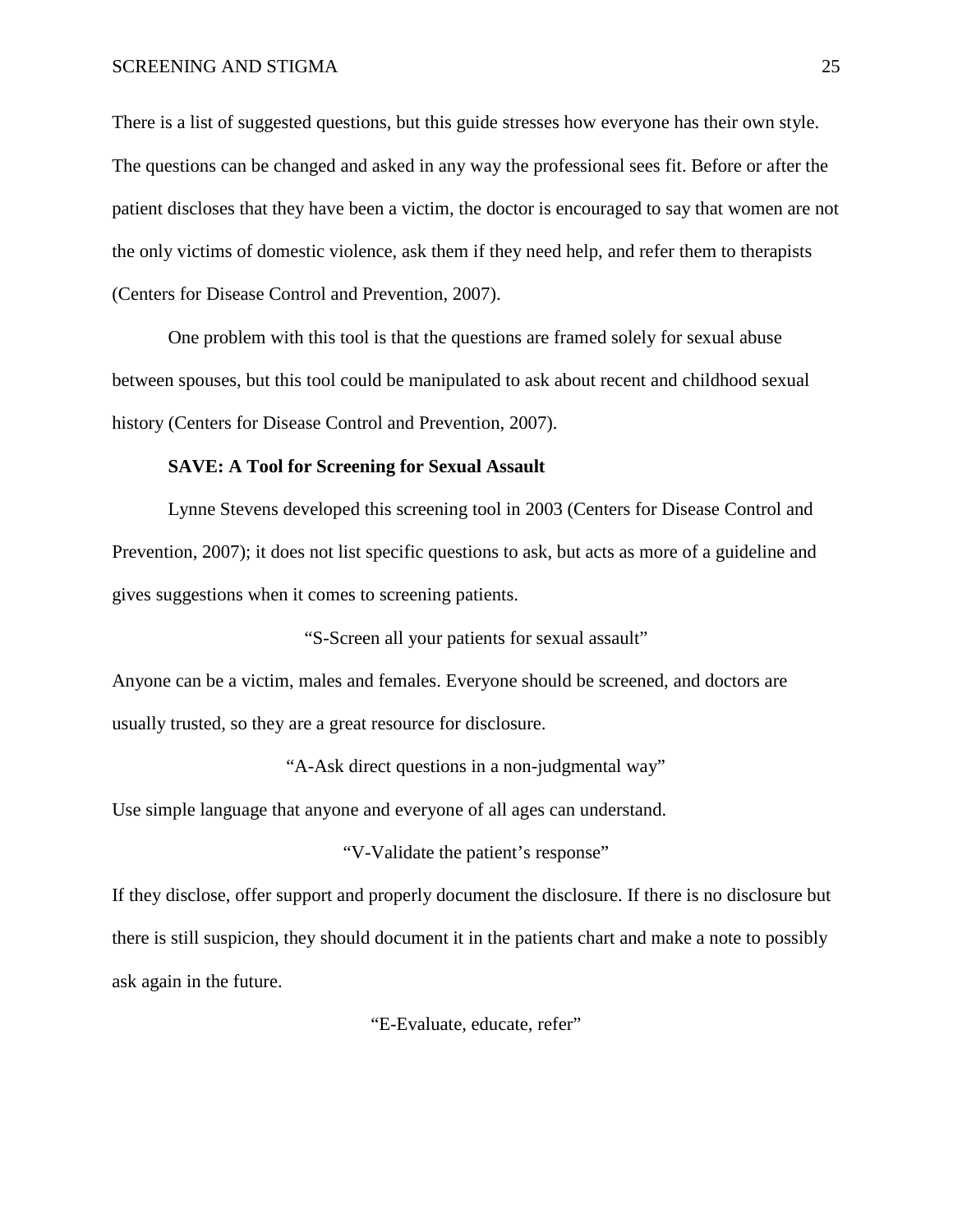There is a list of suggested questions, but this guide stresses how everyone has their own style. The questions can be changed and asked in any way the professional sees fit. Before or after the patient discloses that they have been a victim, the doctor is encouraged to say that women are not the only victims of domestic violence, ask them if they need help, and refer them to therapists (Centers for Disease Control and Prevention, 2007).

One problem with this tool is that the questions are framed solely for sexual abuse between spouses, but this tool could be manipulated to ask about recent and childhood sexual history (Centers for Disease Control and Prevention, 2007).

### SAVE: A Tool for Screening for Sexual Assault

Lynne Stevens developed this screening tool in 2003 (Centers for Disease Control and Prevention, 2007); it does not list specific questions to ask, but acts as more of a guideline and gives suggestions when it comes to screening patients.

"S-Screen all your patients for sexual assault"

Anyone can be a victim, males and females. Everyone should be screened, and doctors are usually trusted, so they are a great resource for disclosure.

"A-Ask direct questions in a non-judgmental way"

Use simple language that anyone and everyone of all ages can understand.

"V-Validate the patient's response"

If they disclose, offer support and properly document the disclosure. If there is no disclosure but there is still suspicion, they should document it in the patients chart and make a note to possibly ask again in the future.

"E-Evaluate, educate, refer"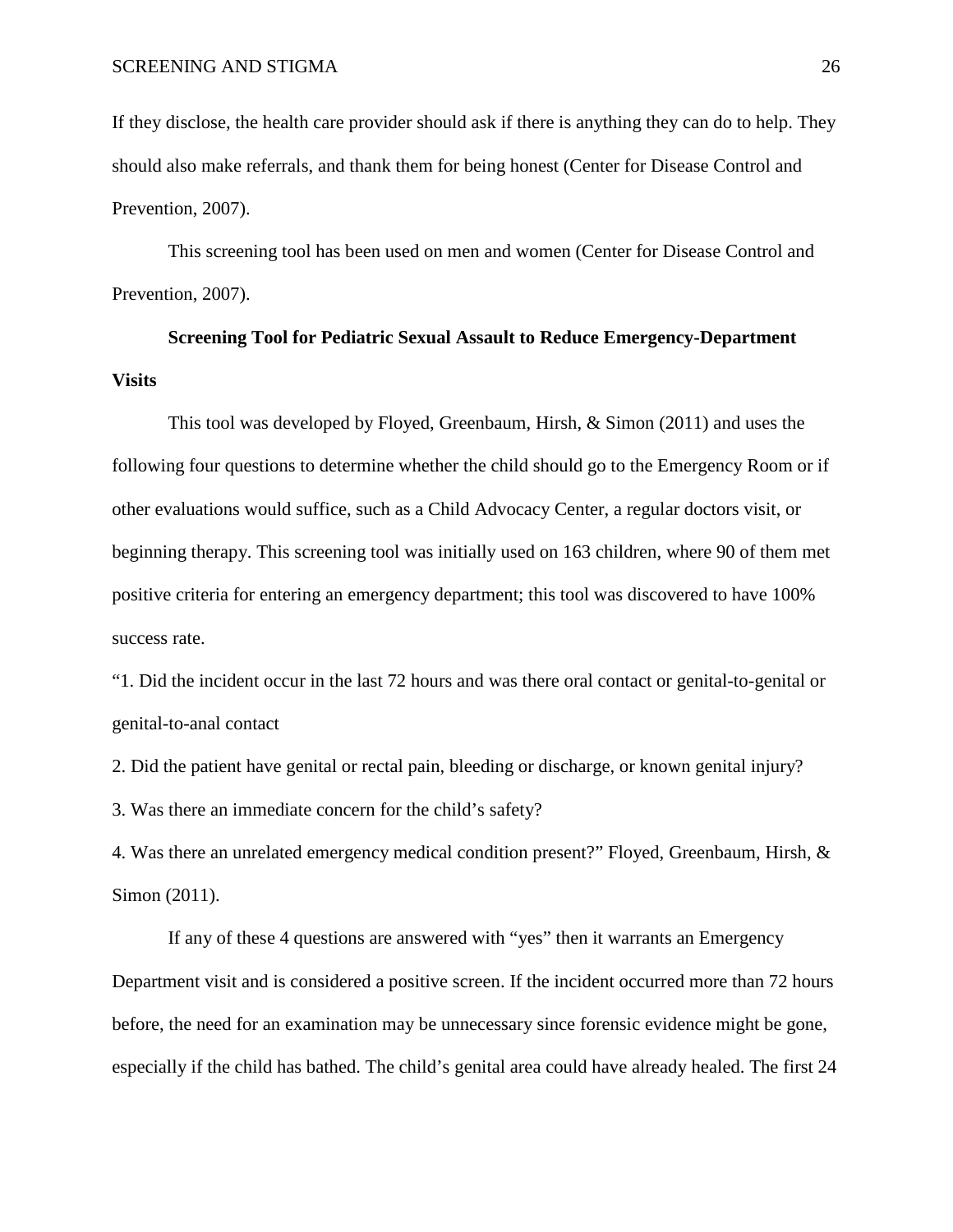If they disclose, the health care provider should ask if there is anything they can do to help. They should also make referrals, and thank them for being honest (Center for Disease Control and Prevention, 2007).

This screening tool has been used on men and women (Center for Disease Control and Prevention, 2007).

**Screening Tool for Pediatric Sexual Assault to Reduce Emergency-Department Visits**

This tool was developed by Floyed, Greenbaum, Hirsh, & Simon (2011) and uses the following four questions to determine whether the child should go to the Emergency Room or if other evaluations would suffice, such as a Child Advocacy Center, a regular doctors visit, or beginning therapy. This screening tool was initially used on 163 children, where 90 of them met positive criteria for entering an emergency department; this tool was discovered to have 100% success rate.

"1. Did the incident occur in the last 72 hours and was there oral contact or genital-to-genital or genital-to-anal contact

2. Did the patient have genital or rectal pain, bleeding or discharge, or known genital injury?

3. Was there an immediate concern for the child's safety?

4. Was there an unrelated emergency medical condition present?" Floyed, Greenbaum, Hirsh, & Simon (2011).

If any of these 4 questions are answered with "yes" then it warrants an Emergency Department visit and is considered a positive screen. If the incident occurred more than 72 hours before, the need for an examination may be unnecessary since forensic evidence might be gone, especially if the child has bathed. The child's genital area could have already healed. The first 24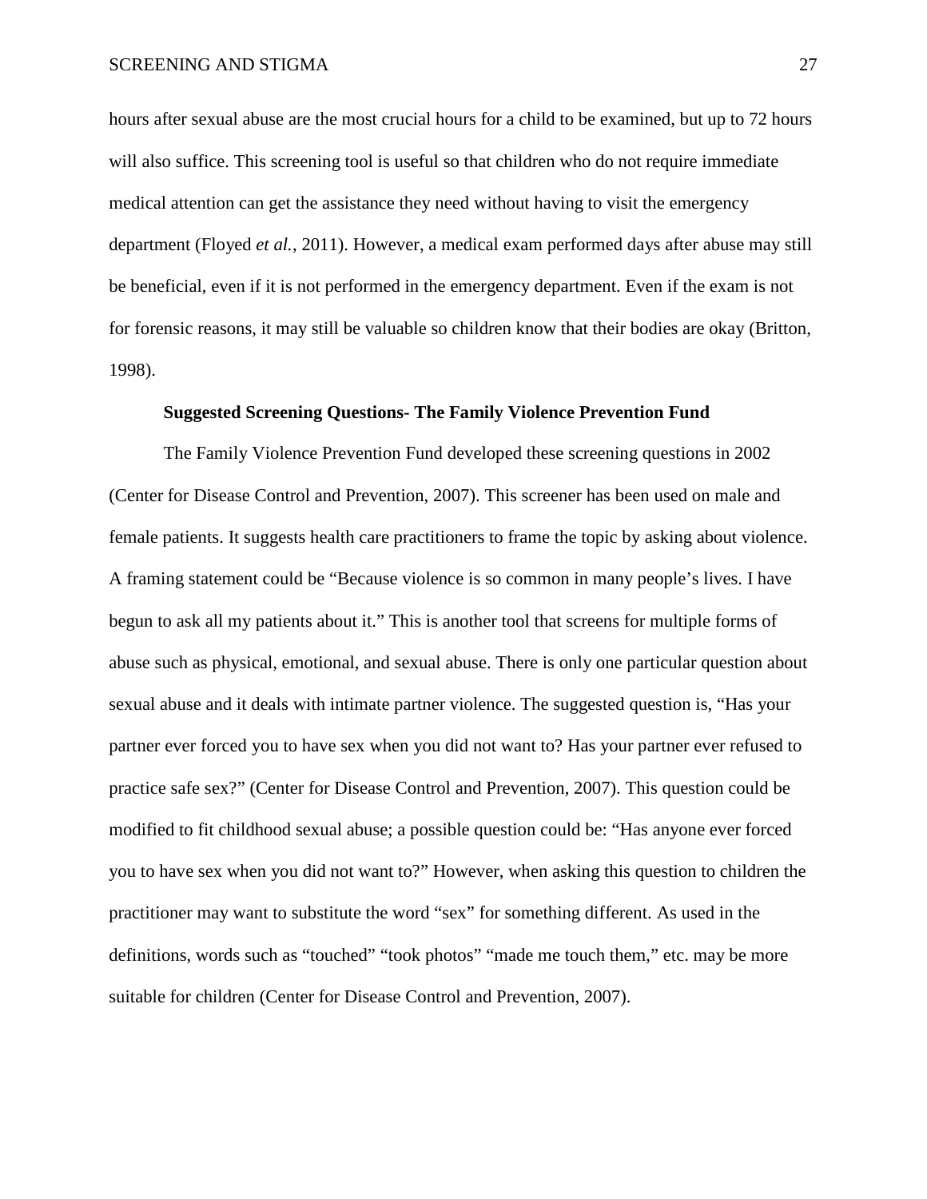hours after sexual abuse are the most crucial hours for a child to be examined, but up to 72 hours will also suffice. This screening tool is useful so that children who do not require immediate medical attention can get the assistance they need without having to visit the emergency department (Floyed *et al.,* 2011). However, a medical exam performed days after abuse may still be beneficial, even if it is not performed in the emergency department. Even if the exam is not for forensic reasons, it may still be valuable so children know that their bodies are okay (Britton, 1998).

**Suggested Screening Questions- The Family Violence Prevention Fund**

The Family Violence Prevention Fund developed these screening questions in 2002 (Center for Disease Control and Prevention, 2007). This screener has been used on male and female patients. It suggests health care practitioners to frame the topic by asking about violence. A framing statement could be "Because violence is so common in many people's lives. I have begun to ask all my patients about it." This is another tool that screens for multiple forms of abuse such as physical, emotional, and sexual abuse. There is only one particular question about sexual abuse and it deals with intimate partner violence. The suggested question is, "Has your partner ever forced you to have sex when you did not want to? Has your partner ever refused to practice safe sex?" (Center for Disease Control and Prevention, 2007). This question could be modified to fit childhood sexual abuse; a possible question could be: "Has anyone ever forced you to have sex when you did not want to?" However, when asking this question to children the practitioner may want to substitute the word "sex" for something different. As used in the definitions, words such as "touched" "took photos" "made me touch them," etc. may be more suitable for children (Center for Disease Control and Prevention, 2007).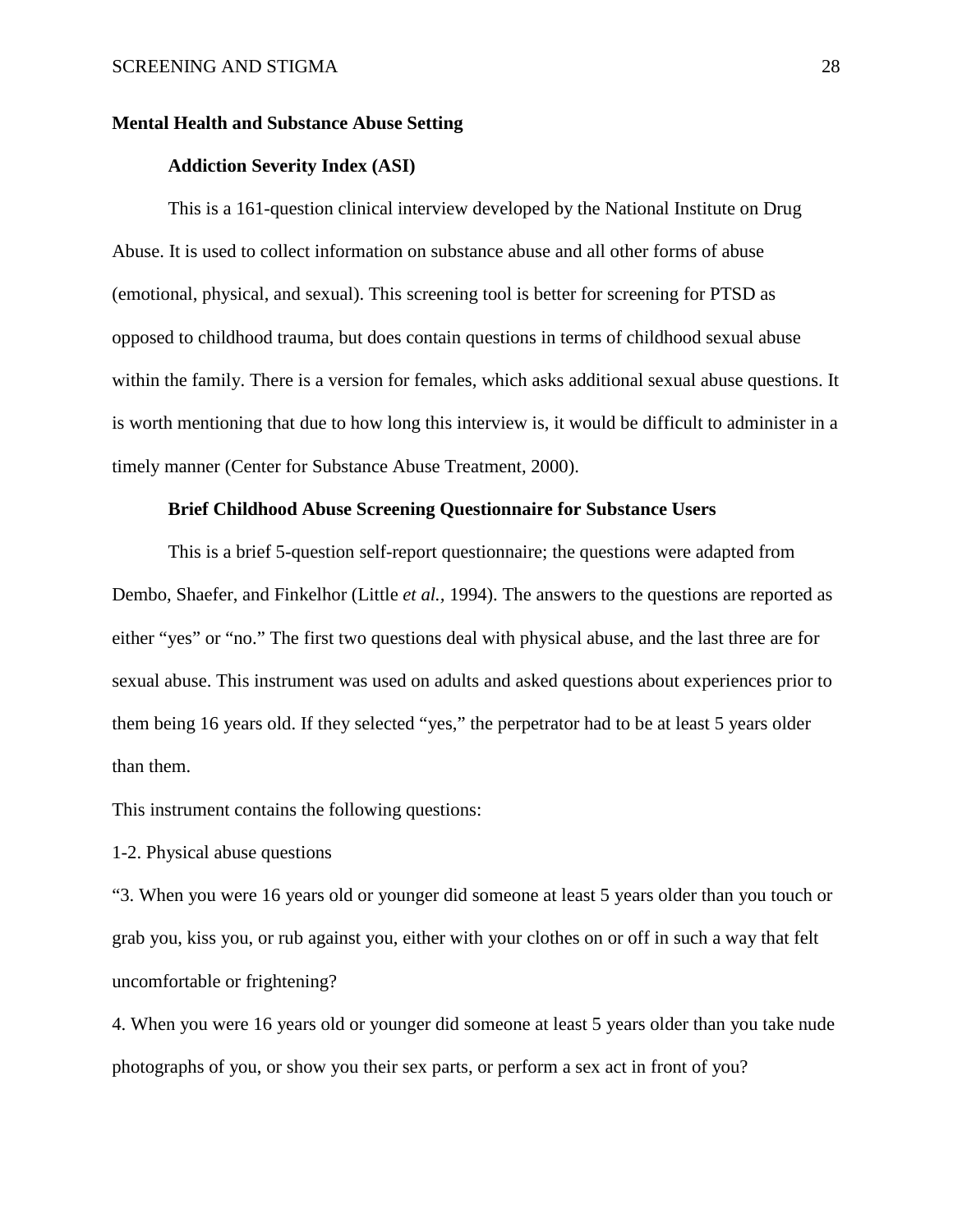**Mental Health and Substance Abuse Setting**

**Addiction Severity Index (ASI)**

This is a 161-question clinical interview developed by the National Institute on Drug Abuse. It is used to collect information on substance abuse and all other forms of abuse (emotional, physical, and sexual). This screening tool is better for screening for PTSD as opposed to childhood trauma, but does contain questions in terms of childhood sexual abuse within the family. There is a version for females, which asks additional sexual abuse questions. It is worth mentioning that due to how long this interview is, it would be difficult to administer in a timely manner (Center for Substance Abuse Treatment, 2000).

**Brief Childhood Abuse Screening Questionnaire for Substance Users**

This is a brief 5-question self-report questionnaire; the questions were adapted from Dembo, Shaefer, and Finkelhor (Little *et al.*, 1994). The answers to the questions are reported as either "yes" or "no." The first two questions deal with physical abuse, and the last three are for sexual abuse. This instrument was used on adults and asked questions about experiences prior to them being 16 years old. If they selected "yes," the perpetrator had to be at least 5 years older than them.

This instrument contains the following questions:

1-2. Physical abuse questions

"3. When you were 16 years old or younger did someone at least 5 years older than you touch or grab you, kiss you, or rub against you, either with your clothes on or off in such a way that felt uncomfortable or frightening?

4. When you were 16 years old or younger did someone at least 5 years older than you take nude photographs of you, or show you their sex parts, or perform a sex act in front of you?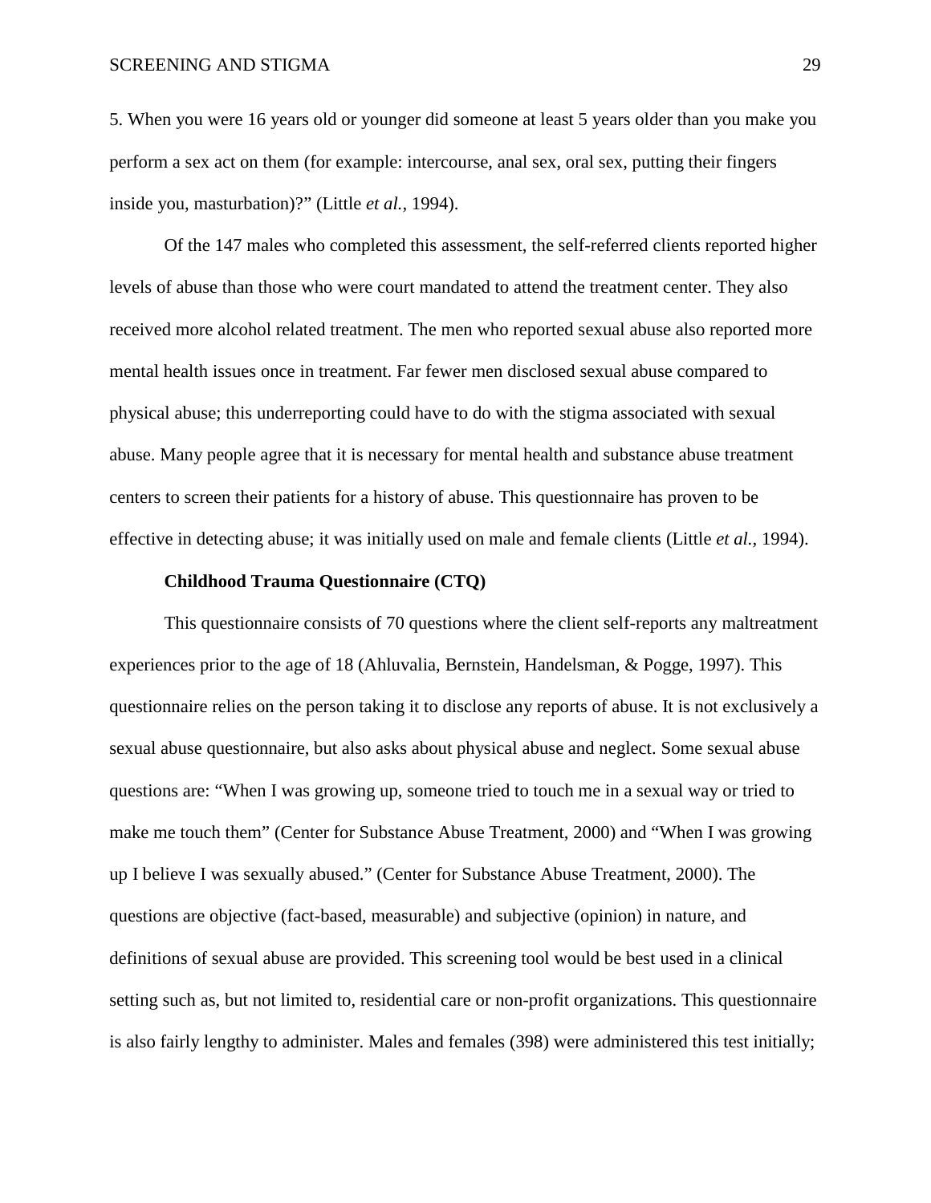5. When you were 16 years old or younger did someone at least 5 years older than you make you perform a sex act on them (for example: intercourse, anal sex, oral sex, putting their fingers inside you, masturbation)?" (Little *et al.*, 1994).

Of the 147 males who completed this assessment, the self-referred clients reported higher levels of abuse than those who were court mandated to attend the treatment center. They also received more alcohol related treatment. The men who reported sexual abuse also reported more mental health issues once in treatment. Far fewer men disclosed sexual abuse compared to physical abuse; this underreporting could have to do with the stigma associated with sexual abuse. Many people agree that it is necessary for mental health and substance abuse treatment centers to screen their patients for a history of abuse. This questionnaire has proven to be effective in detecting abuse; it was initially used on male and female clients (Little *et al.*, 1994).

**Childhood Trauma Questionnaire (CTQ)**

This questionnaire consists of 70 questions where the client self-reports any maltreatment experiences prior to the age of 18 (Ahluvalia, Bernstein, Handelsman, & Pogge, 1997). This questionnaire relies on the person taking it to disclose any reports of abuse. It is not exclusively a sexual abuse questionnaire, but also asks about physical abuse and neglect. Some sexual abuse questions are: "When I was growing up, someone tried to touch me in a sexual way or tried to make me touch them" (Center for Substance Abuse Treatment, 2000) and "When I was growing up I believe I was sexually abused." (Center for Substance Abuse Treatment, 2000). The questions are objective (fact-based, measurable) and subjective (opinion) in nature, and definitions of sexual abuse are provided. This screening tool would be best used in a clinical setting such as, but not limited to, residential care or non-profit organizations. This questionnaire is also fairly lengthy to administer. Males and females (398) were administered this test initially;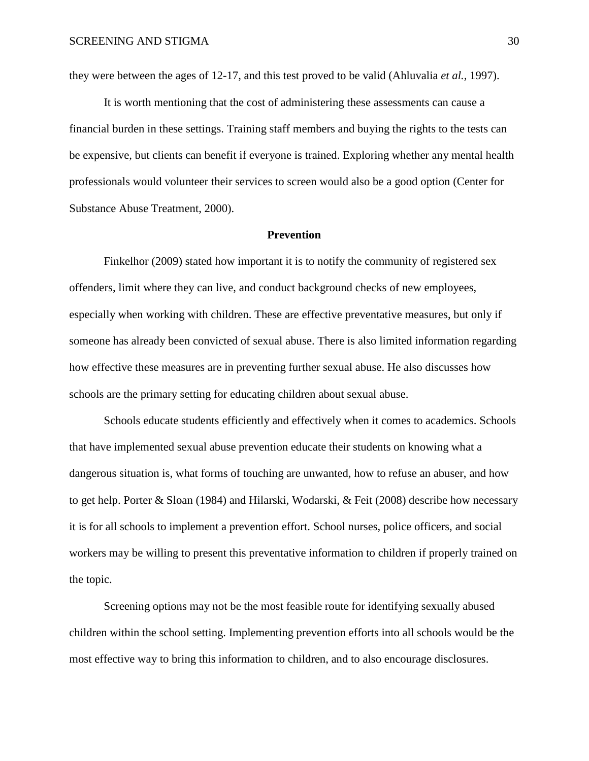they were between the ages of 12-17, and this test proved to be valid (Ahluvalia *et al.*, 1997).

It is worth mentioning that the cost of administering these assessments can cause a financial burden in these settings. Training staff members and buying the rights to the tests can be expensive, but clients can benefit if everyone is trained. Exploring whether any mental health professionals would volunteer their services to screen would also be a good option (Center for Substance Abuse Treatment, 2000).

## Prevention

Finkelhor (2009) stated how important it is to notify the community of registered sex offenders, limit where they can live, and conduct background checks of new employees, especially when working with children. These are effective preventative measures, but only if someone has already been convicted of sexual abuse. There is also limited information regarding how effective these measures are in preventing further sexual abuse. He also discusses how schools are the primary setting for educating children about sexual abuse.

Schools educate students efficiently and effectively when it comes to academics. Schools that have implemented sexual abuse prevention educate their students on knowing what a dangerous situation is, what forms of touching are unwanted, how to refuse an abuser, and how to get help. Porter & Sloan (1984) and Hilarski, Wodarski, & Feit (2008) describe how necessary it is for all schools to implement a prevention effort. School nurses, police officers, and social workers may be willing to present this preventative information to children if properly trained on the topic.

Screening options may not be the most feasible route for identifying sexually abused children within the school setting. Implementing prevention efforts into all schools would be the most effective way to bring this information to children, and to also encourage disclosures.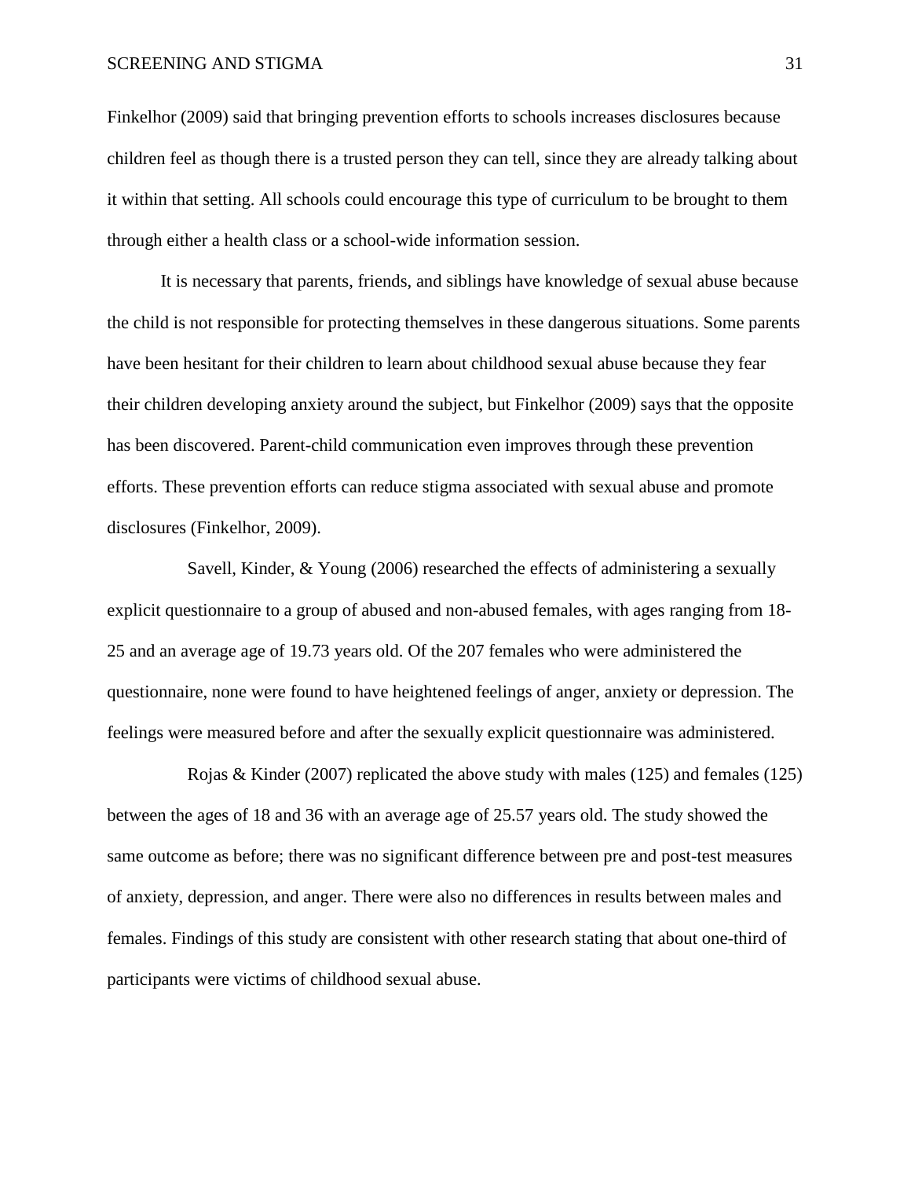Finkelhor (2009) said that bringing prevention efforts to schools increases disclosures because children feel as though there is a trusted person they can tell, since they are already talking about it within that setting. All schools could encourage this type of curriculum to be brought to them through either a health class or a school-wide information session.

It is necessary that parents, friends, and siblings have knowledge of sexual abuse because the child is not responsible for protecting themselves in these dangerous situations. Some parents have been hesitant for their children to learn about childhood sexual abuse because they fear their children developing anxiety around the subject, but Finkelhor (2009) says that the opposite has been discovered. Parent-child communication even improves through these prevention efforts. These prevention efforts can reduce stigma associated with sexual abuse and promote disclosures (Finkelhor, 2009).

Savell, Kinder, & Young (2006) researched the effects of administering a sexually explicit questionnaire to a group of abused and non-abused females, with ages ranging from 18-25 and an average age of 19.73 years old. Of the 207 females who were administered the questionnaire, none were found to have heightened feelings of anger, anxiety or depression. The feelings were measured before and after the sexually explicit questionnaire was administered.

Rojas & Kinder (2007) replicated the above study with males (125) and females (125) between the ages of 18 and 36 with an average age of 25.57 years old. The study showed the same outcome as before; there was no significant difference between pre and post-test measures of anxiety, depression, and anger. There were also no differences in results between males and females. Findings of this study are consistent with other research stating that about one-third of participants were victims of childhood sexual abuse.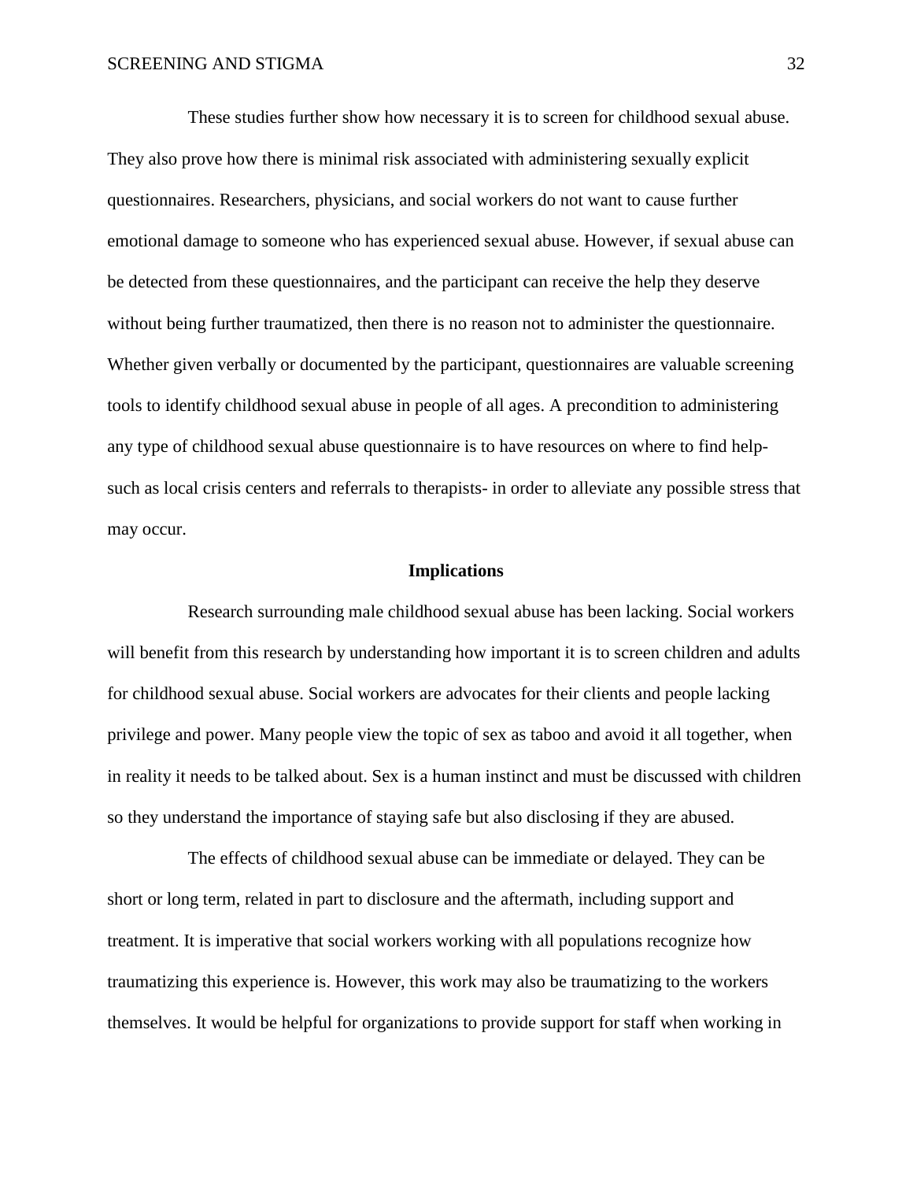These studies further show how necessary it is to screen for childhood sexual abuse. They also prove how there is minimal risk associated with administering sexually explicit questionnaires. Researchers, physicians, and social workers do not want to cause further emotional damage to someone who has experienced sexual abuse. However, if sexual abuse can be detected from these questionnaires, and the participant can receive the help they deserve without being further traumatized, then there is no reason not to administer the questionnaire. Whether given verbally or documented by the participant, questionnaires are valuable screening tools to identify childhood sexual abuse in people of all ages. A precondition to administering any type of childhood sexual abuse questionnaire is to have resources on where to find help- such as local crisis centers and referrals to therapists- in order to alleviate any possible stress that may occur.

## Implications

Research surrounding male childhood sexual abuse has been lacking. Social workers will benefit from this research by understanding how important it is to screen children and adults for childhood sexual abuse. Social workers are advocates for their clients and people lacking privilege and power. Many people view the topic of sex as taboo and avoid it all together, when in reality it needs to be talked about. Sex is a human instinct and must be discussed with children so they understand the importance of staying safe but also disclosing if they are abused.

The effects of childhood sexual abuse can be immediate or delayed. They can be short or long term, related in part to disclosure and the aftermath, including support and treatment. It is imperative that social workers working with all populations recognize how traumatizing this experience is. However, this work may also be traumatizing to the workers themselves. It would be helpful for organizations to provide support for staff when working in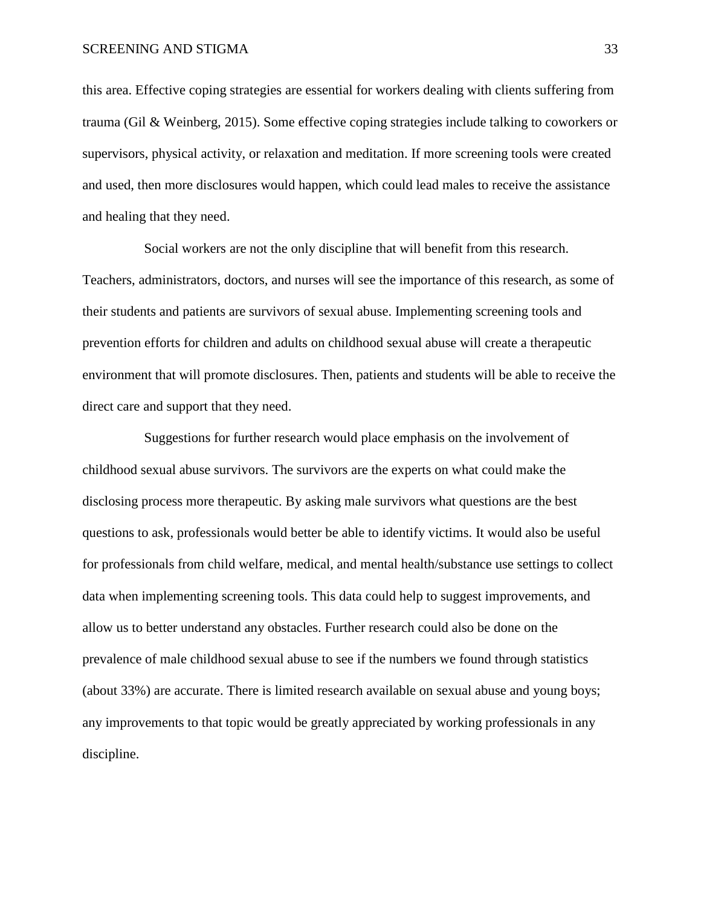this area. Effective coping strategies are essential for workers dealing with clients suffering from trauma (Gil & Weinberg, 2015). Some effective coping strategies include talking to coworkers or supervisors, physical activity, or relaxation and meditation. If more screening tools were created and used, then more disclosures would happen, which could lead males to receive the assistance and healing that they need.

Social workers are not the only discipline that will benefit from this research. Teachers, administrators, doctors, and nurses will see the importance of this research, as some of their students and patients are survivors of sexual abuse. Implementing screening tools and prevention efforts for children and adults on childhood sexual abuse will create a therapeutic environment that will promote disclosures. Then, patients and students will be able to receive the direct care and support that they need.

Suggestions for further research would place emphasis on the involvement of childhood sexual abuse survivors. The survivors are the experts on what could make the disclosing process more therapeutic. By asking male survivors what questions are the best questions to ask, professionals would better be able to identify victims. It would also be useful for professionals from child welfare, medical, and mental health/substance use settings to collect data when implementing screening tools. This data could help to suggest improvements, and allow us to better understand any obstacles. Further research could also be done on the prevalence of male childhood sexual abuse to see if the numbers we found through statistics (about 33%) are accurate. There is limited research available on sexual abuse and young boys; any improvements to that topic would be greatly appreciated by working professionals in any discipline.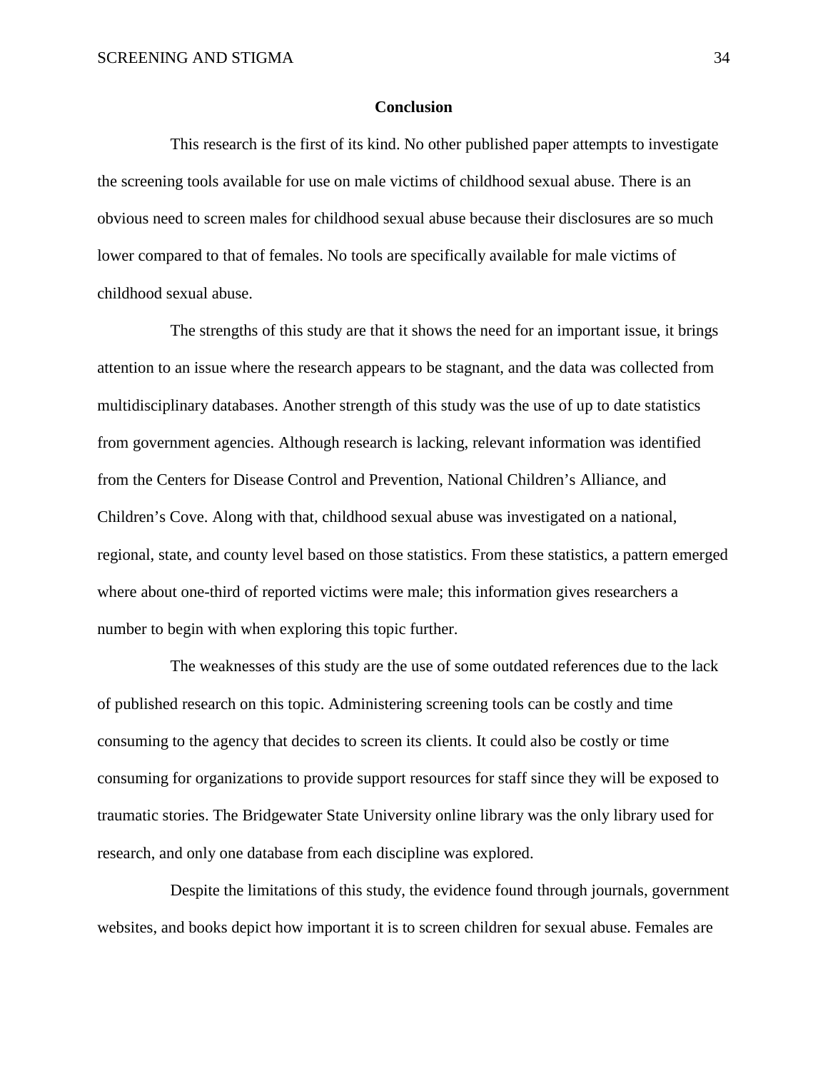## Conclusion

This research is the first of its kind. No other published paper attempts to investigate the screening tools available for use on male victims of childhood sexual abuse. There is an obvious need to screen males for childhood sexual abuse because their disclosures are so much lower compared to that of females. No tools are specifically available for male victims of childhood sexual abuse.

The strengths of this study are that it shows the need for an important issue, it brings attention to an issue where the research appears to be stagnant, and the data was collected from multidisciplinary databases. Another strength of this study was the use of up to date statistics from government agencies. Although research is lacking, relevant information was identified from the Centers for Disease Control and Prevention, National Children's Alliance, and Children's Cove. Along with that, childhood sexual abuse was investigated on a national, regional, state, and county level based on those statistics. From these statistics, a pattern emerged where about one-third of reported victims were male; this information gives researchers a number to begin with when exploring this topic further.

The weaknesses of this study are the use of some outdated references due to the lack of published research on this topic. Administering screening tools can be costly and time consuming to the agency that decides to screen its clients. It could also be costly or time consuming for organizations to provide support resources for staff since they will be exposed to traumatic stories. The Bridgewater State University online library was the only library used for research, and only one database from each discipline was explored.

Despite the limitations of this study, the evidence found through journals, government websites, and books depict how important it is to screen children for sexual abuse. Females are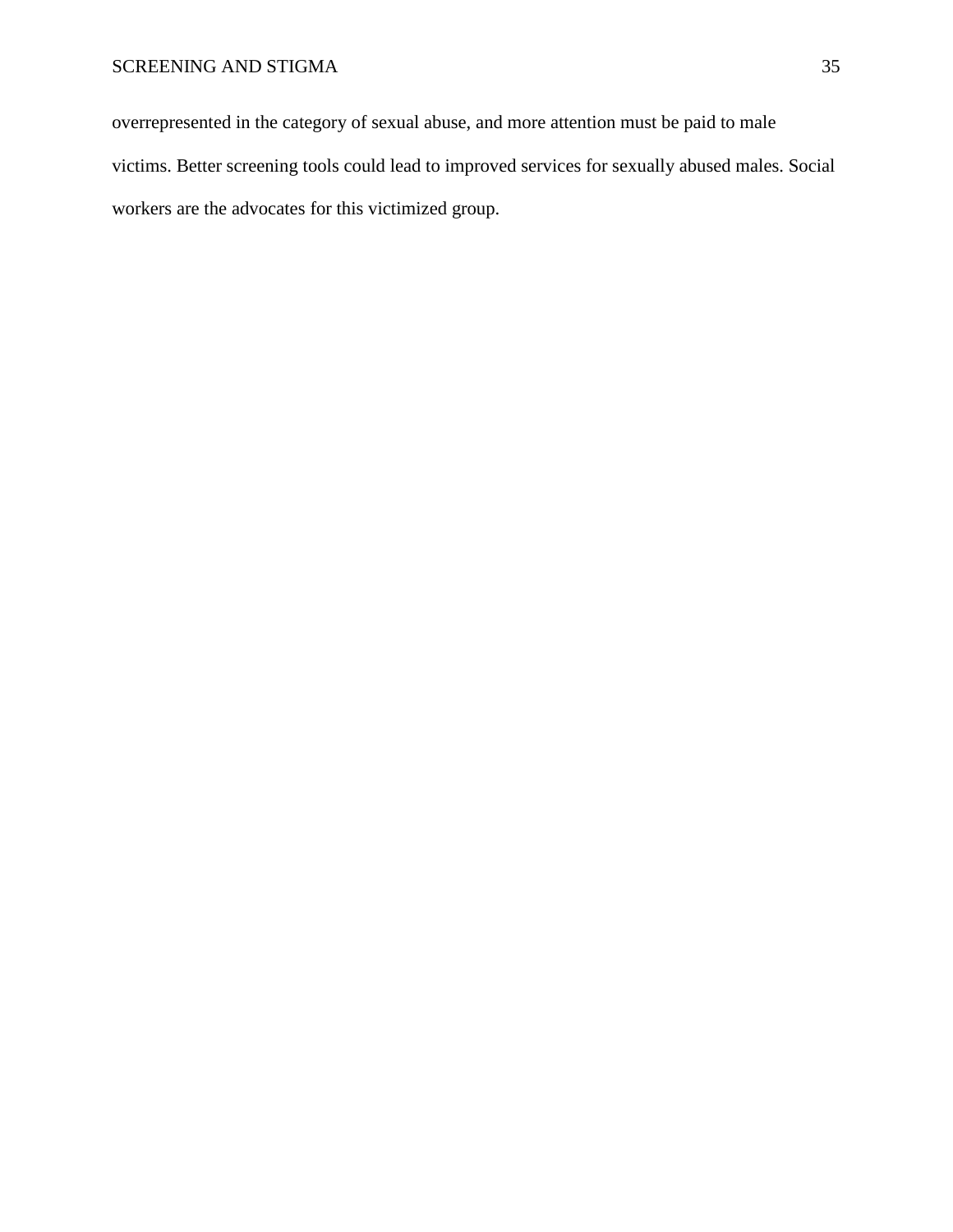overrepresented in the category of sexual abuse, and more attention must be paid to male victims. Better screening tools could lead to improved services for sexually abused males. Social workers are the advocates for this victimized group.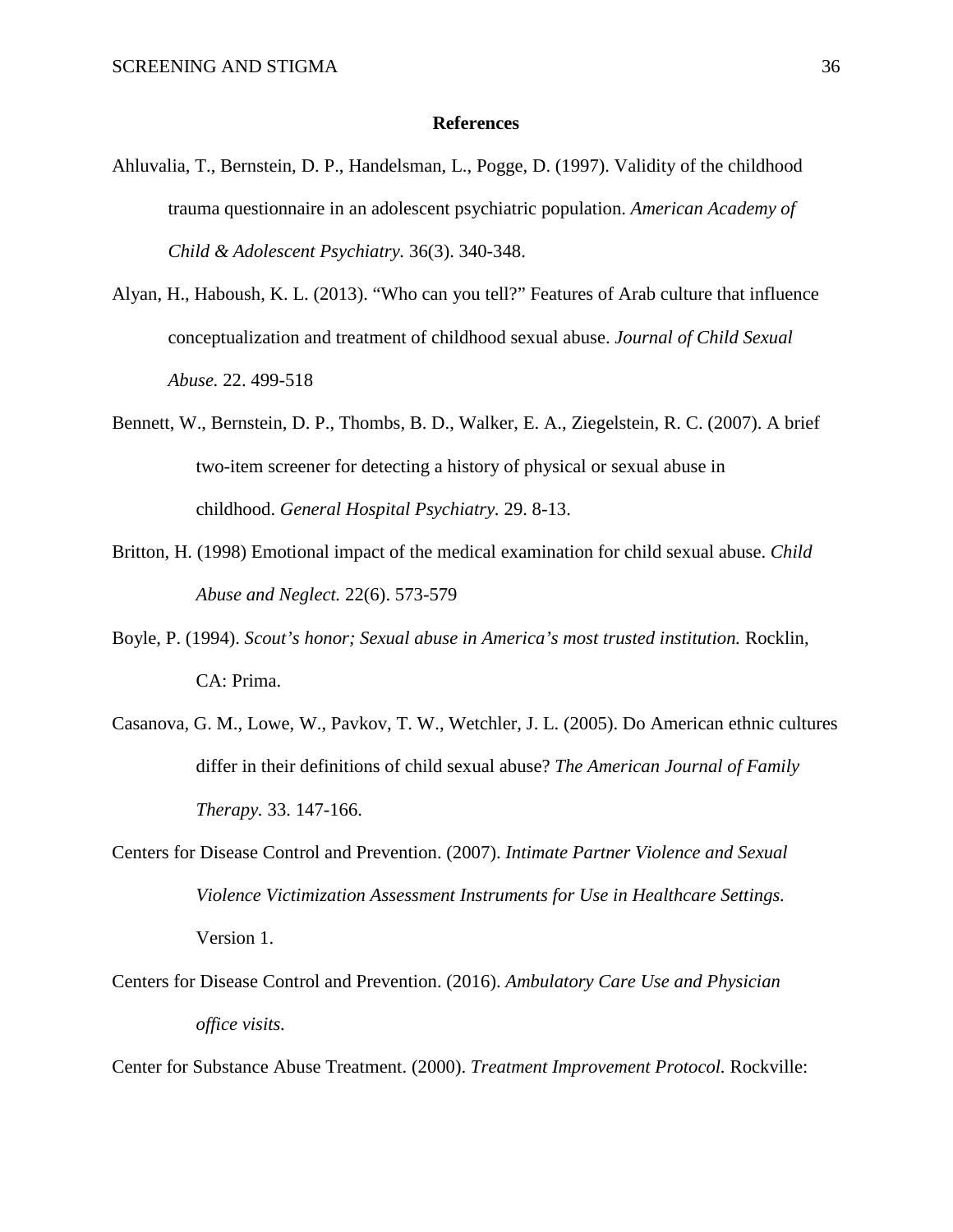**References**

Ahluvalia, T., Bernstein, D. P., Handelsman, L., Pogge, D. (1997). Validity of the childhood trauma questionnaire in an adolescent psychiatric population. *American Academy of Child & Adolescent Psychiatry.* 36(3). 340-348.

Alyan, H., Haboush, K. L. (2013). "Who can you tell?" Features of Arab culture that influence conceptualization and treatment of childhood sexual abuse. *Journal of Child Sexual Abuse.* 22. 499-518

Bennett, W., Bernstein, D. P., Thombs, B. D., Walker, E. A., Ziegelstein, R. C. (2007). A brief two-item screener for detecting a history of physical or sexual abuse in childhood. *General Hospital Psychiatry.* 29. 8-13.

Britton, H. (1998) Emotional impact of the medical examination for child sexual abuse. *Child Abuse and Neglect.* 22(6). 573-579

Boyle, P. (1994). *Scout's honor; Sexual abuse in America's most trusted institution.* Rocklin, CA: Prima.

Casanova, G. M., Lowe, W., Pavkov, T. W., Wetchler, J. L. (2005). Do American ethnic cultures differ in their definitions of child sexual abuse? *The American Journal of Family Therapy.* 33. 147-166.

Centers for Disease Control and Prevention. (2007). *Intimate Partner Violence and Sexual Violence Victimization Assessment Instruments for Use in Healthcare Settings.* Version 1.

Centers for Disease Control and Prevention. (2016). *Ambulatory Care Use and Physician office visits.*

Center for Substance Abuse Treatment. (2000). *Treatment Improvement Protocol.* Rockville: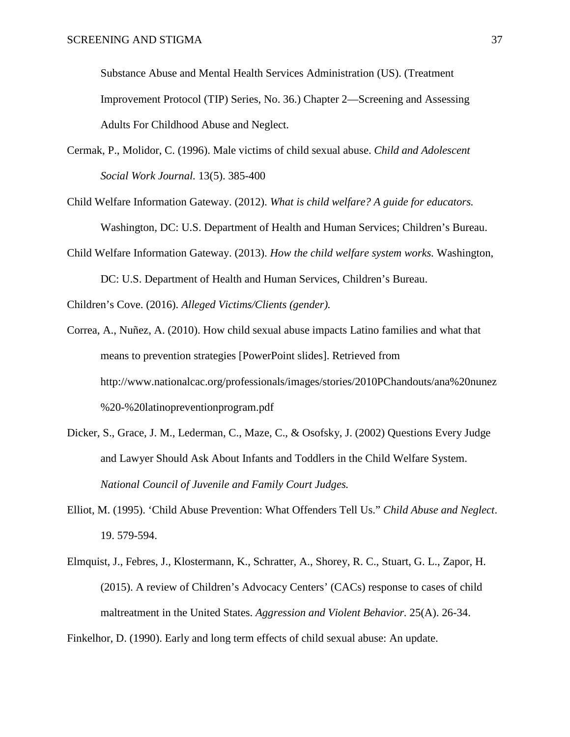Substance Abuse and Mental Health Services Administration (US). (Treatment Improvement Protocol (TIP) Series, No. 36.) Chapter 2—Screening and Assessing Adults For Childhood Abuse and Neglect.

Cermak, P., Molidor, C. (1996). Male victims of child sexual abuse. *Child and Adolescent Social Work Journal.* 13(5). 385-400

Child Welfare Information Gateway. (2012). *What is child welfare? A guide for educators.* Washington, DC: U.S. Department of Health and Human Services; Children's Bureau.

Child Welfare Information Gateway. (2013). *How the child welfare system works.* Washington, DC: U.S. Department of Health and Human Services, Children's Bureau.

Children's Cove. (2016). *Alleged Victims/Clients (gender).*

Correa, A., Nuñez, A. (2010). How child sexual abuse impacts Latino families and what that means to prevention strategies [PowerPoint slides]. Retrieved from http://www.nationalcac.org/professionals/images/stories/2010PChandouts/ana%20nunez%20-%20latinopreventionprogram.pdf

Dicker, S., Grace, J. M., Lederman, C., Maze, C., & Osofsky, J. (2002) Questions Every Judge and Lawyer Should Ask About Infants and Toddlers in the Child Welfare System. *National Council of Juvenile and Family Court Judges.*

Elliot, M. (1995). 'Child Abuse Prevention: What Offenders Tell Us." *Child Abuse and Neglect*. 19. 579-594.

Elmquist, J., Febres, J., Klostermann, K., Schratter, A., Shorey, R. C., Stuart, G. L., Zapor, H. (2015). A review of Children's Advocacy Centers' (CACs) response to cases of child maltreatment in the United States. *Aggression and Violent Behavior.* 25(A). 26-34.

Finkelhor, D. (1990). Early and long term effects of child sexual abuse: An update.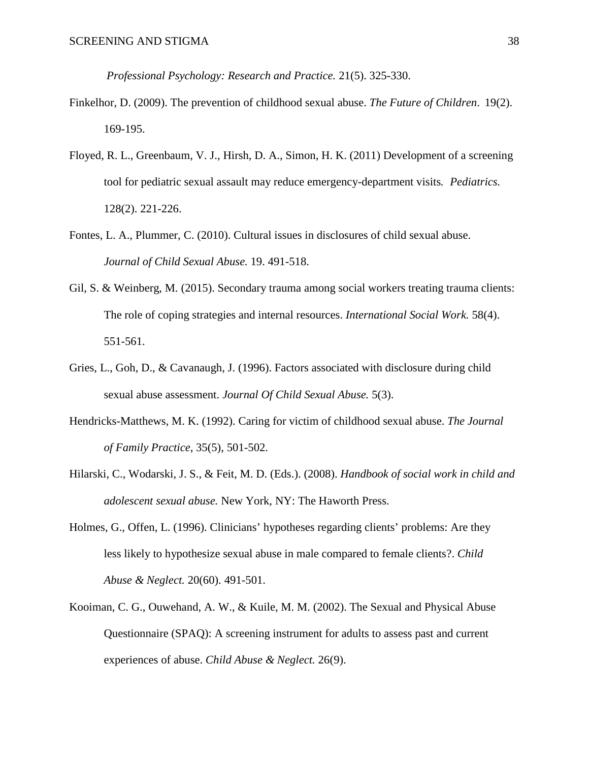*Professional Psychology: Research and Practice.* 21(5). 325-330.

Finkelhor, D. (2009). The prevention of childhood sexual abuse. *The Future of Children*. 19(2). 169-195.

Floyed, R. L., Greenbaum, V. J., Hirsh, D. A., Simon, H. K. (2011) Development of a screening tool for pediatric sexual assault may reduce emergency-department visits. *Pediatrics.* 128(2). 221-226.

Fontes, L. A., Plummer, C. (2010). Cultural issues in disclosures of child sexual abuse. *Journal of Child Sexual Abuse.* 19. 491-518.

Gil, S. & Weinberg, M. (2015). Secondary trauma among social workers treating trauma clients: The role of coping strategies and internal resources. *International Social Work.* 58(4). 551-561.

Gries, L., Goh, D., & Cavanaugh, J. (1996). Factors associated with disclosure during child sexual abuse assessment. *Journal Of Child Sexual Abuse.* 5(3).

Hendricks-Matthews, M. K. (1992). Caring for victim of childhood sexual abuse. *The Journal of Family Practice*, 35(5), 501-502.

Hilarski, C., Wodarski, J. S., & Feit, M. D. (Eds.). (2008). *Handbook of social work in child and adolescent sexual abuse.* New York, NY: The Haworth Press.

Holmes, G., Offen, L. (1996). Clinicians' hypotheses regarding clients' problems: Are they less likely to hypothesize sexual abuse in male compared to female clients?. *Child Abuse & Neglect.* 20(60). 491-501.

Kooiman, C. G., Ouwehand, A. W., & Kuile, M. M. (2002). The Sexual and Physical Abuse Questionnaire (SPAQ): A screening instrument for adults to assess past and current experiences of abuse. *Child Abuse & Neglect.* 26(9).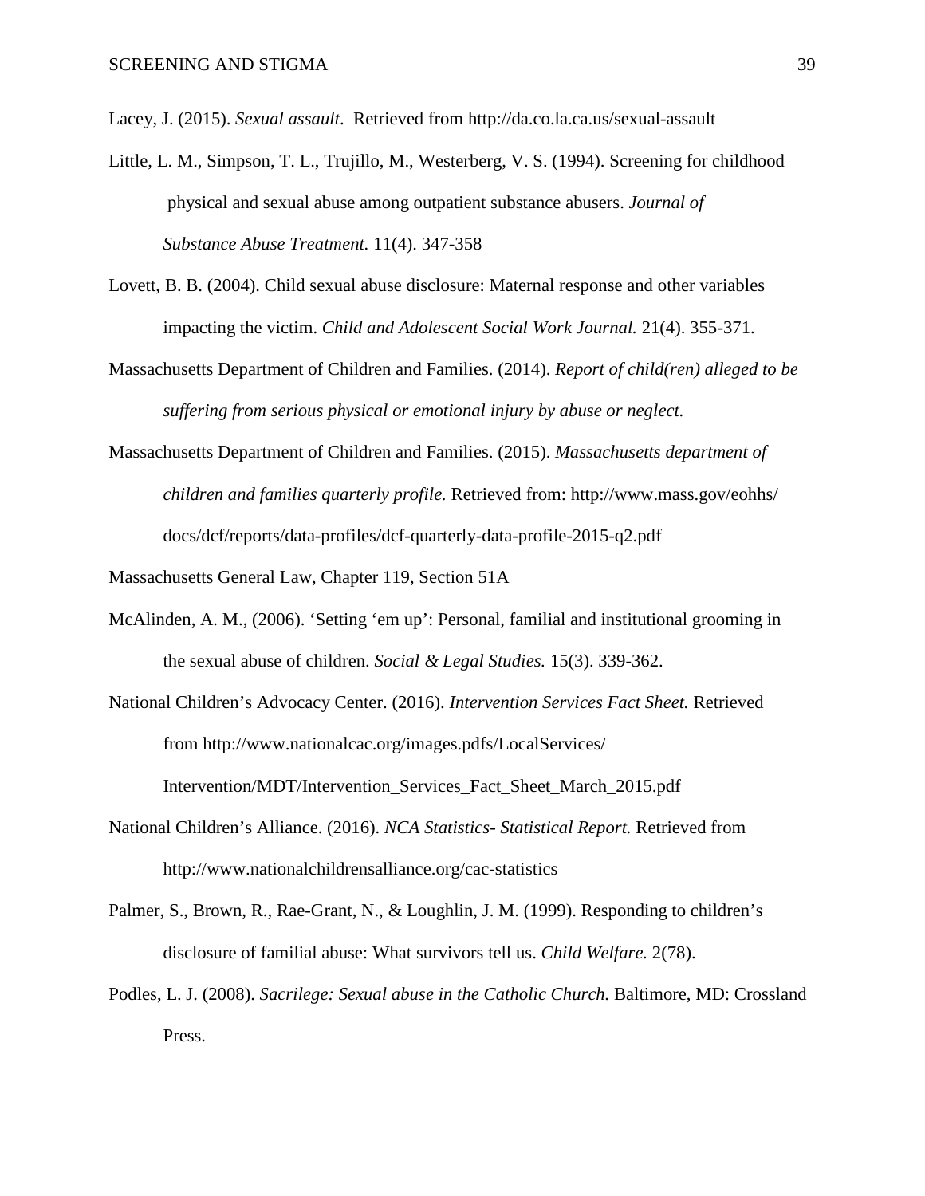Lacey, J. (2015). *Sexual assault*. Retrieved from http://da.co.la.ca.us/sexual-assault

Little, L. M., Simpson, T. L., Trujillo, M., Westerberg, V. S. (1994). Screening for childhood physical and sexual abuse among outpatient substance abusers. *Journal of Substance Abuse Treatment.* 11(4). 347-358

Lovett, B. B. (2004). Child sexual abuse disclosure: Maternal response and other variables impacting the victim. *Child and Adolescent Social Work Journal.* 21(4). 355-371.

Massachusetts Department of Children and Families. (2014). *Report of child(ren) alleged to be suffering from serious physical or emotional injury by abuse or neglect.*

Massachusetts Department of Children and Families. (2015). *Massachusetts department of children and families quarterly profile.* Retrieved from: http://www.mass.gov/eohhs/docs/dcf/reports/data-profiles/dcf-quarterly-data-profile-2015-q2.pdf

Massachusetts General Law, Chapter 119, Section 51A

McAlinden, A. M., (2006). 'Setting 'em up': Personal, familial and institutional grooming in the sexual abuse of children. *Social & Legal Studies.* 15(3). 339-362.

National Children's Advocacy Center. (2016). *Intervention Services Fact Sheet.* Retrieved from http://www.nationalcac.org/images.pdfs/LocalServices/Intervention/MDT/Intervention_Services_Fact_Sheet_March_2015.pdf

National Children's Alliance. (2016). *NCA Statistics- Statistical Report.* Retrieved from http://www.nationalchildrensalliance.org/cac-statistics

Palmer, S., Brown, R., Rae-Grant, N., & Loughlin, J. M. (1999). Responding to children's disclosure of familial abuse: What survivors tell us. *Child Welfare.* 2(78).

Podles, L. J. (2008). *Sacrilege: Sexual abuse in the Catholic Church.* Baltimore, MD: Crossland Press.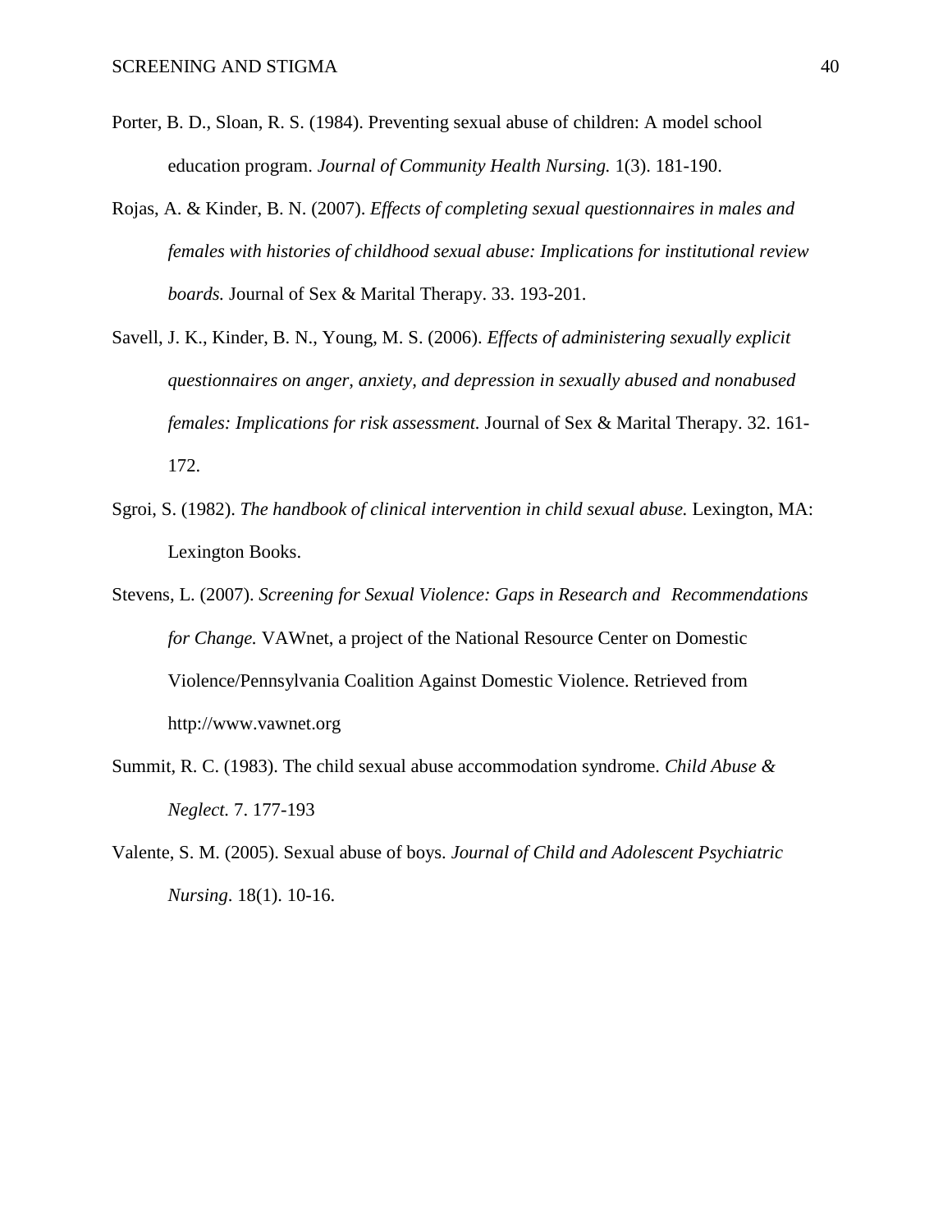Porter, B. D., Sloan, R. S. (1984). Preventing sexual abuse of children: A model school education program. *Journal of Community Health Nursing.* 1(3). 181-190.

Rojas, A. & Kinder, B. N. (2007). *Effects of completing sexual questionnaires in males and females with histories of childhood sexual abuse: Implications for institutional review boards.* Journal of Sex & Marital Therapy. 33. 193-201.

Savell, J. K., Kinder, B. N., Young, M. S. (2006). *Effects of administering sexually explicit questionnaires on anger, anxiety, and depression in sexually abused and nonabused females: Implications for risk assessment.* Journal of Sex & Marital Therapy. 32. 161-172.

Sgroi, S. (1982). *The handbook of clinical intervention in child sexual abuse.* Lexington, MA: Lexington Books.

Stevens, L. (2007). *Screening for Sexual Violence: Gaps in Research and Recommendations for Change.* VAWnet, a project of the National Resource Center on Domestic Violence/Pennsylvania Coalition Against Domestic Violence. Retrieved from http://www.vawnet.org

Summit, R. C. (1983). The child sexual abuse accommodation syndrome. *Child Abuse & Neglect.* 7. 177-193

Valente, S. M. (2005). Sexual abuse of boys. *Journal of Child and Adolescent Psychiatric Nursing*. 18(1). 10-16.